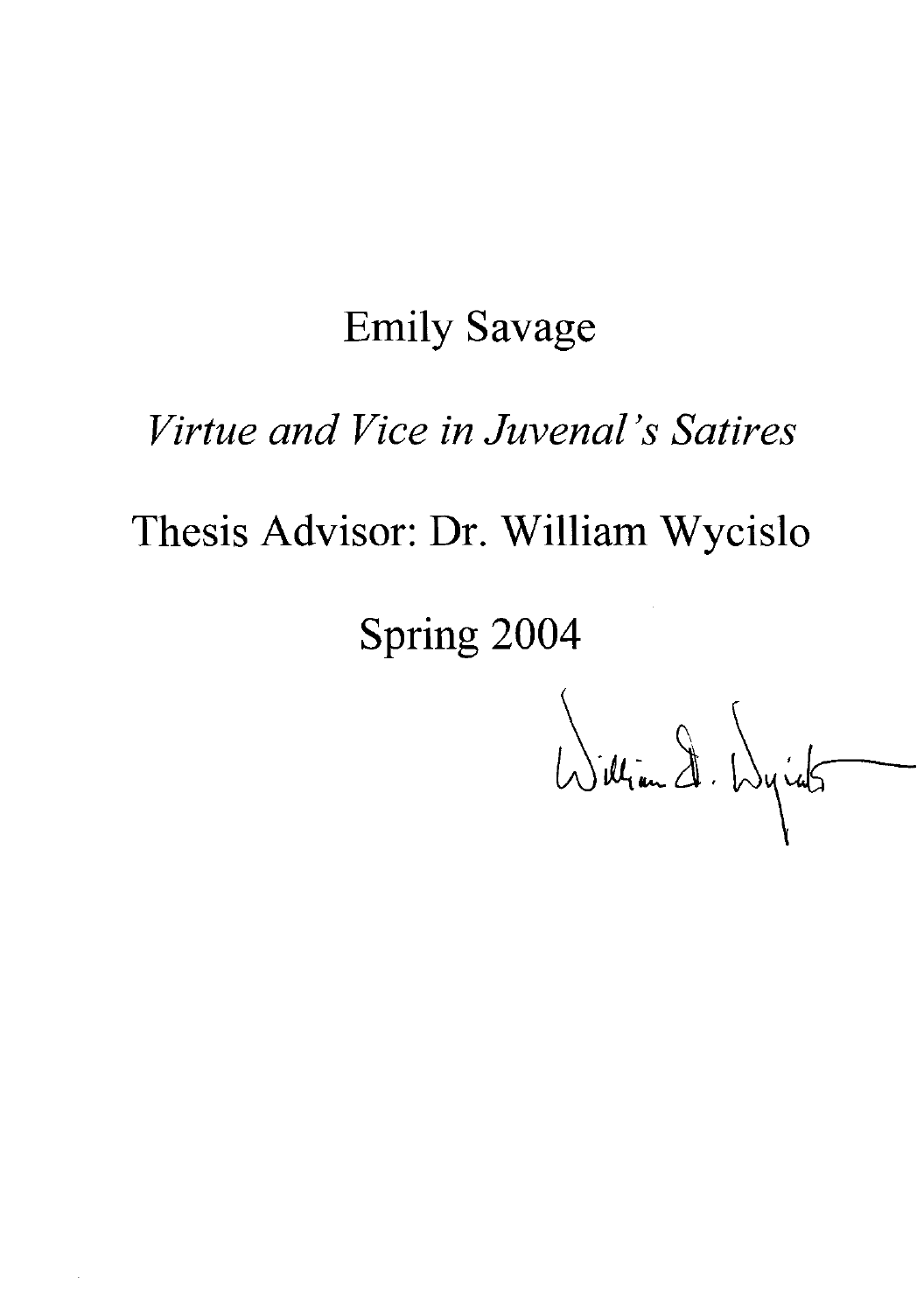Emily Savage

*Virtue and Vice in Juvenal's Satires*

Thesis Advisor: Dr. William Wycislo

Spring 2004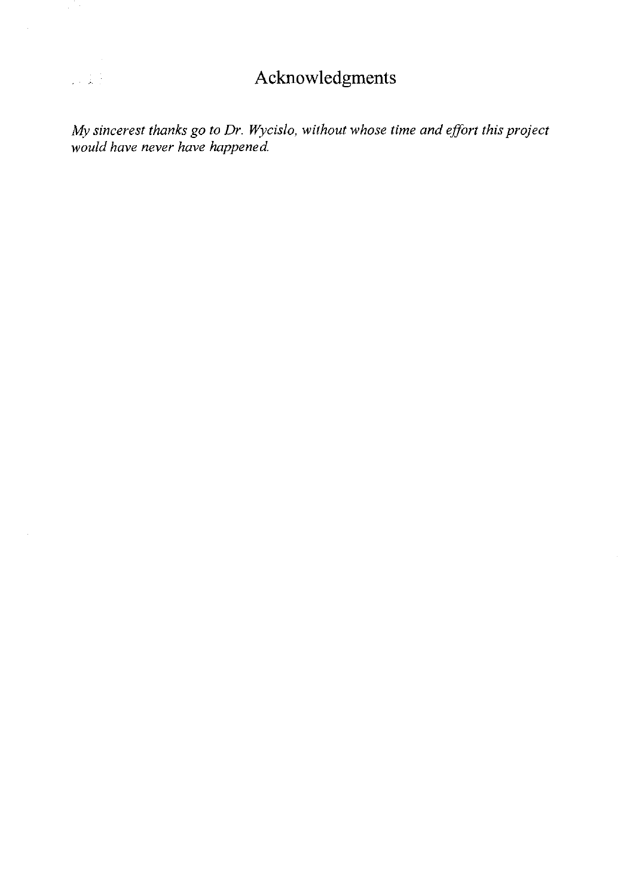# Acknowledgments

*My sincerest thanks go to Dr. Wycislo, without whose time and effort this project would have never have happened.*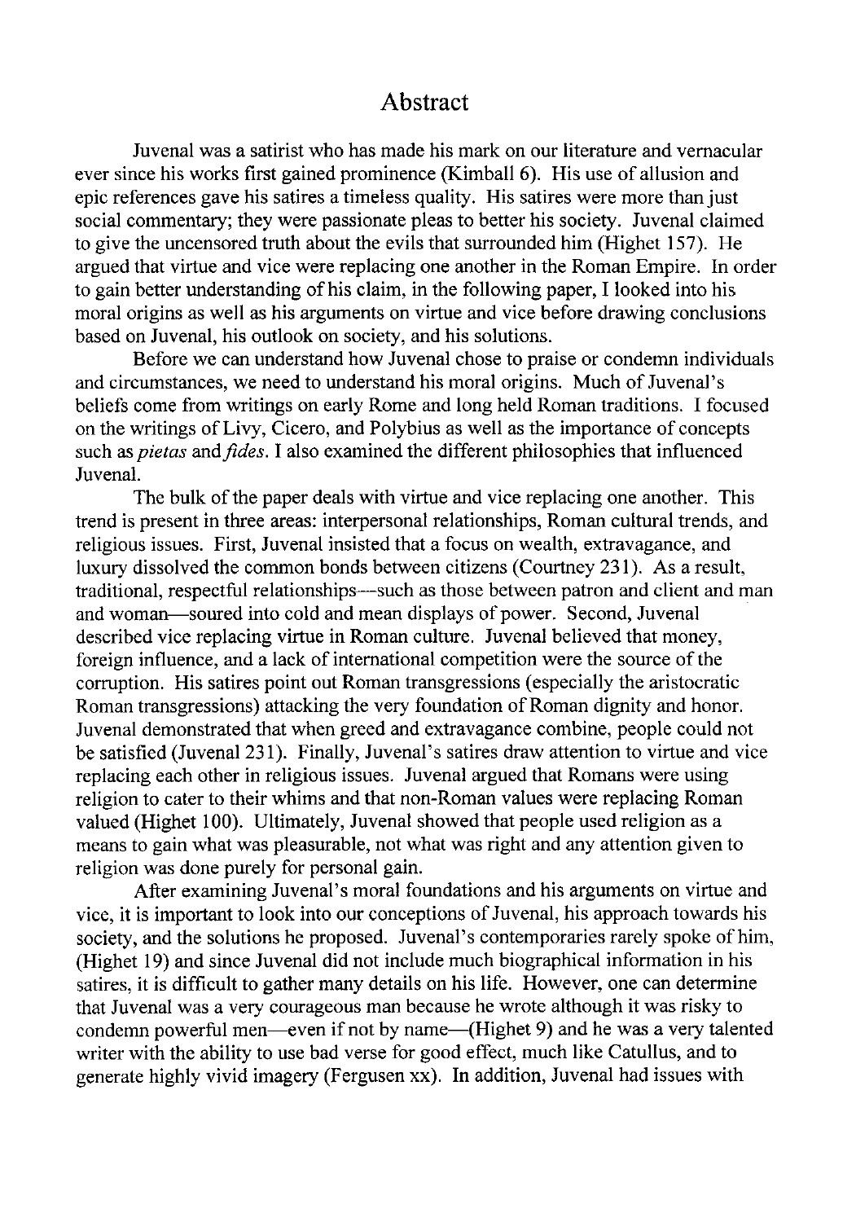# Abstract

Juvenal was a satirist who has made his mark on our literature and vernacular ever since his works first gained prominence (Kimball 6). His use of allusion and epic references gave his satires a timeless quality. His satires were more than just social commentary; they were passionate pleas to better his society. Juvenal claimed to give the uncensored truth about the evils that surrounded him (Highet 157). He argued that virtue and vice were replacing one another in the Roman Empire. In order to gain better understanding of his claim, in the following paper, I looked into his moral origins as well as his arguments on virtue and vice before drawing conclusions based on Juvenal, his outlook on society, and his solutions.

Before we can understand how Juvenal chose to praise or condemn individuals and circumstances, we need to understand his moral origins. Much of Juvenal's beliefs come from writings on early Rome and long held Roman traditions. I focused on the writings of Livy, Cicero, and Polybius as well as the importance of concepts such as *pietas* and *fides*. I also examined the different philosophies that influenced Juvenal.

The bulk of the paper deals with virtue and vice replacing one another. This trend is present in three areas: interpersonal relationships, Roman cultural trends, and religious issues. First, Juvenal insisted that a focus on wealth, extravagance, and luxury dissolved the common bonds between citizens (Courtney 231). As a result, traditional, respectful relationships—such as those between patron and client and man and woman—soured into cold and mean displays of power. Second, Juvenal described vice replacing virtue in Roman culture. Juvenal believed that money, foreign influence, and a lack of international competition were the source of the corruption. His satires point out Roman transgressions (especially the aristocratic Roman transgressions) attacking the very foundation of Roman dignity and honor. Juvenal demonstrated that when greed and extravagance combine, people could not be satisfied (Juvenal 231). Finally, Juvenal's satires draw attention to virtue and vice replacing each other in religious issues. Juvenal argued that Romans were using religion to cater to their whims and that non-Roman values were replacing Roman valued (Highet 100). Ultimately, Juvenal showed that people used religion as a means to gain what was pleasurable, not what was right and any attention given to religion was done purely for personal gain.

After examining Juvenal's moral foundations and his arguments on virtue and vice, it is important to look into our conceptions of Juvenal, his approach towards his society, and the solutions he proposed. Juvenal's contemporaries rarely spoke of him, (Highet 19) and since Juvenal did not include much biographical information in his satires, it is difficult to gather many details on his life. However, one can determine that Juvenal was a very courageous man because he wrote although it was risky to condemn powerful men—even if not by name—(Highet 9) and he was a very talented writer with the ability to use bad verse for good effect, much like Catullus, and to generate highly vivid imagery (Fergusen xx). In addition, Juvenal had issues with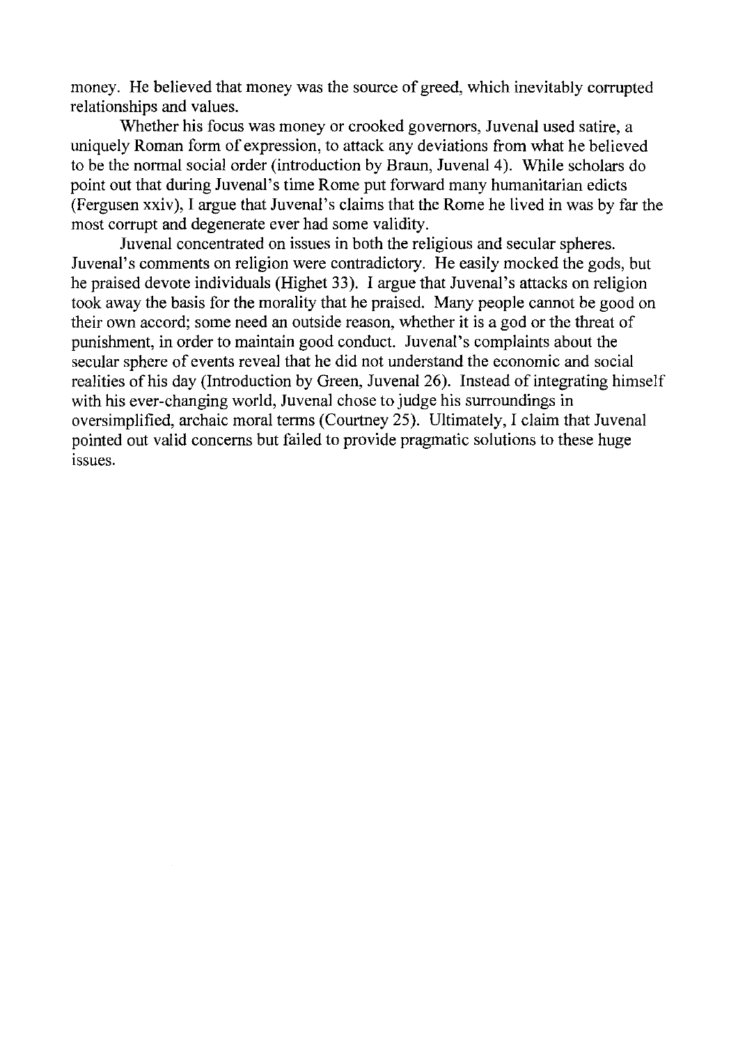money. He believed that money was the source of greed, which inevitably corrupted relationships and values.

Whether his focus was money or crooked governors, Juvenal used satire, a uniquely Roman form of expression, to attack any deviations from what he believed to be the normal social order (introduction by Braun, Juvenal 4). While scholars do point out that during Juvenal's time Rome put forward many humanitarian edicts (Fergusen xxiv), I argue that Juvenal's claims that the Rome he lived in was by far the most corrupt and degenerate ever had some validity.

Juvenal concentrated on issues in both the religious and secular spheres. Juvenal's comments on religion were contradictory. He easily mocked the gods, but he praised devote individuals (Highet 33). I argue that Juvenal's attacks on religion took away the basis for the morality that he praised. Many people cannot be good on their own accord; some need an outside reason, whether it is a god or the threat of punishment, in order to maintain good conduct. Juvenal's complaints about the secular sphere of events reveal that he did not understand the economic and social realities of his day (Introduction by Green, Juvenal 26). Instead of integrating himself with his ever-changing world, Juvenal chose to judge his surroundings in oversimplified, archaic moral terms (Courtney 25). Ultimately, I claim that Juvenal pointed out valid concerns but failed to provide pragmatic solutions to these huge issues.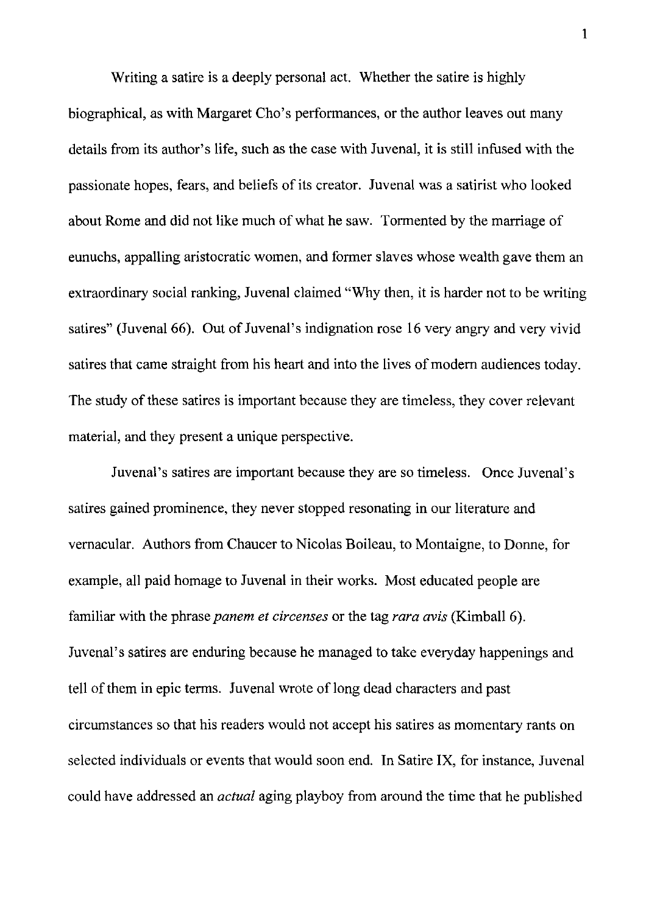Writing a satire is a deeply personal act. Whether the satire is highly biographical, as with Margaret Cho's performances, or the author leaves out many details from its author's life, such as the case with Juvenal, it is still infused with the passionate hopes, fears, and beliefs of its creator. Juvenal was a satirist who looked about Rome and did not like much of what he saw. Tormented by the marriage of eunuchs, appalling aristocratic women, and former slaves whose wealth gave them an extraordinary social ranking, Juvenal claimed "Why then, it is harder not to be writing satires" (Juvenal 66). Out of Juvenal's indignation rose 16 very angry and very vivid satires that came straight from his heart and into the lives of modern audiences today. The study of these satires is important because they are timeless, they cover relevant material, and they present a unique perspective.

Juvenal's satires are important because they are so timeless. Once Juvenal's satires gained prominence, they never stopped resonating in our literature and vernacular. Authors from Chaucer to Nicolas Boileau, to Montaigne, to Donne, for example, all paid homage to Juvenal in their works. Most educated people are familiar with the phrase *panem et circenses* or the tag *rara avis* (Kimball 6). Juvenal's satires are enduring because he managed to take everyday happenings and tell of them in epic terms. Juvenal wrote of long dead characters and past circumstances so that his readers would not accept his satires as momentary rants on selected individuals or events that would soon end. In Satire IX, for instance, Juvenal could have addressed an *actual* aging playboy from around the time that he published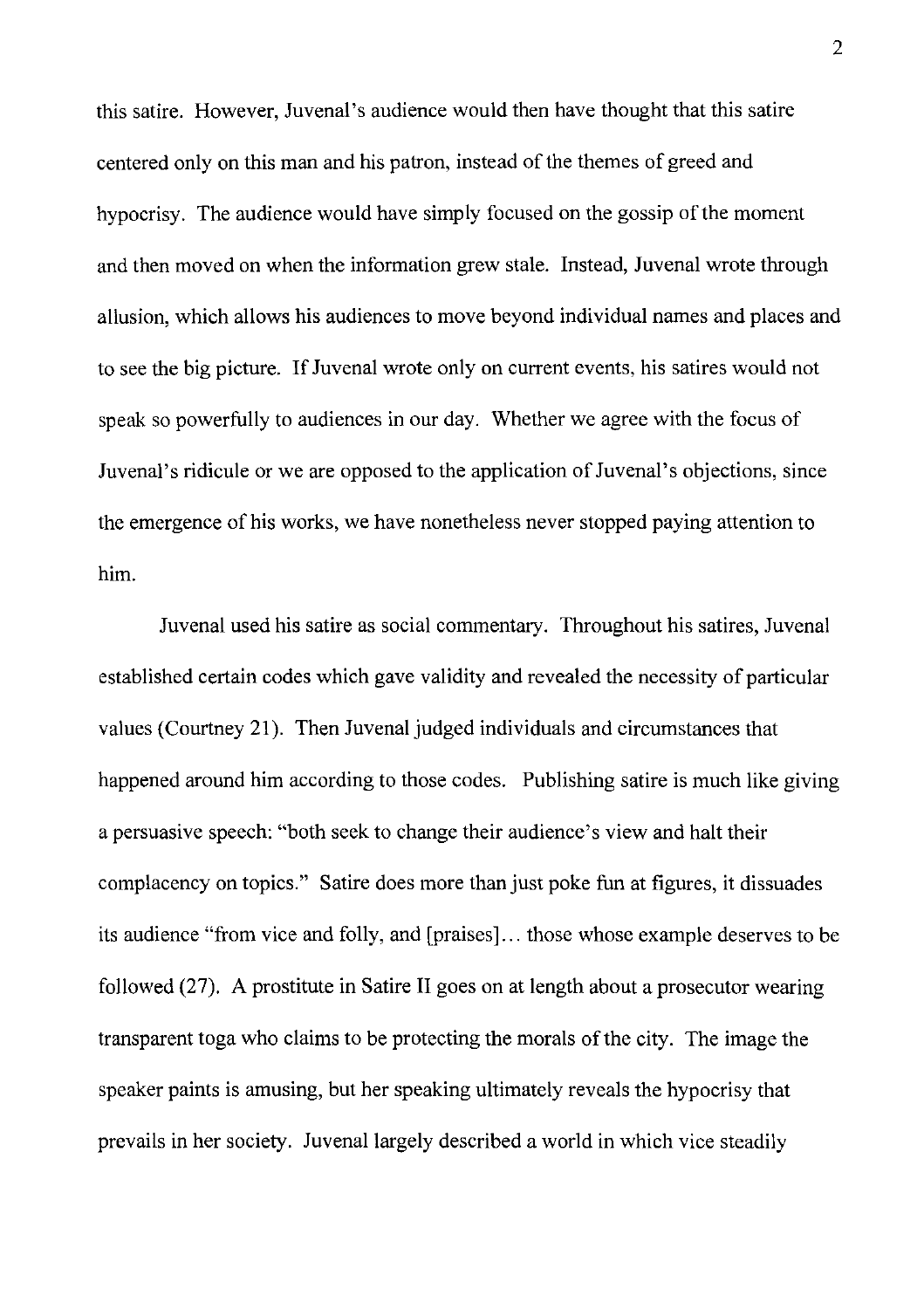this satire. However, Juvenal's audience would then have thought that this satire centered only on this man and his patron, instead of the themes of greed and hypocrisy. The audience would have simply focused on the gossip of the moment and then moved on when the information grew stale. Instead, Juvenal wrote through allusion, which allows his audiences to move beyond individual names and places and to see the big picture. If Juvenal wrote only on current events, his satires would not speak so powerfully to audiences in our day. Whether we agree with the focus of Juvenal's ridicule or we are opposed to the application of Juvenal's objections, since the emergence of his works, we have nonetheless never stopped paying attention to him.

Juvenal used his satire as social commentary. Throughout his satires, Juvenal established certain codes which gave validity and revealed the necessity of particular values (Courtney 21). Then Juvenal judged individuals and circumstances that happened around him according to those codes. Publishing satire is much like giving a persuasive speech: "both seek to change their audience's view and halt their complacency on topics." Satire does more than just poke fun at figures, it dissuades its audience "from vice and folly, and [praises]… those whose example deserves to be followed (27). A prostitute in Satire II goes on at length about a prosecutor wearing transparent toga who claims to be protecting the morals of the city. The image the speaker paints is amusing, but her speaking ultimately reveals the hypocrisy that prevails in her society. Juvenal largely described a world in which vice steadily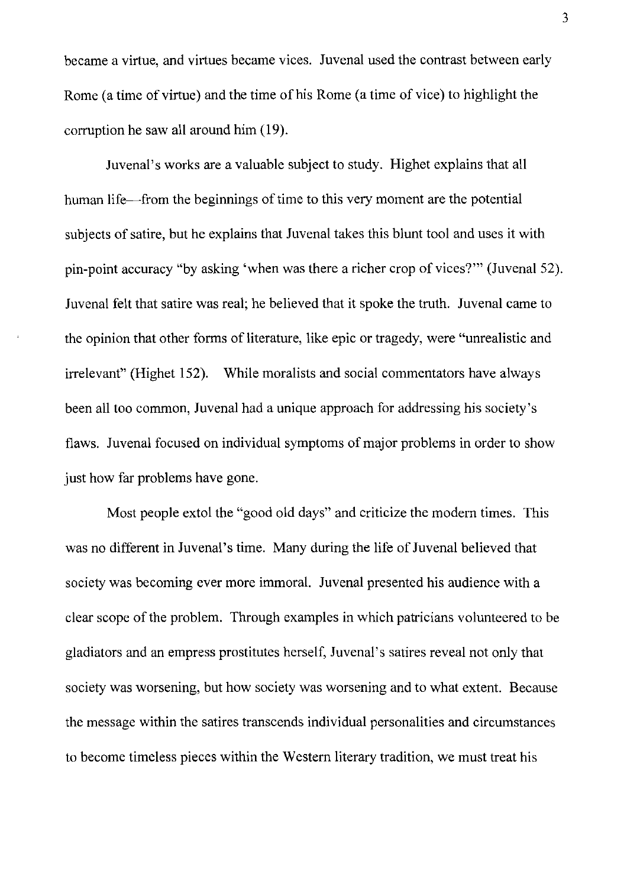became a virtue, and virtues became vices. Juvenal used the contrast between early Rome (a time of virtue) and the time of his Rome (a time of vice) to highlight the corruption he saw all around him (19).

Juvenal's works are a valuable subject to study. Highet explains that all human life—from the beginnings of time to this very moment are the potential subjects of satire, but he explains that Juvenal takes this blunt tool and uses it with pin-point accuracy "by asking 'when was there a richer crop of vices?'" (Juvenal 52). Juvenal felt that satire was real; he believed that it spoke the truth. Juvenal came to the opinion that other forms of literature, like epic or tragedy, were "unrealistic and irrelevant" (Highet 152). While moralists and social commentators have always been all too common, Juvenal had a unique approach for addressing his society's flaws. Juvenal focused on individual symptoms of major problems in order to show just how far problems have gone.

Most people extol the "good old days" and criticize the modern times. This was no different in Juvenal's time. Many during the life of Juvenal believed that society was becoming ever more immoral. Juvenal presented his audience with a clear scope of the problem. Through examples in which patricians volunteered to be gladiators and an empress prostitutes herself, Juvenal's satires reveal not only that society was worsening, but how society was worsening and to what extent. Because the message within the satires transcends individual personalities and circumstances to become timeless pieces within the Western literary tradition, we must treat his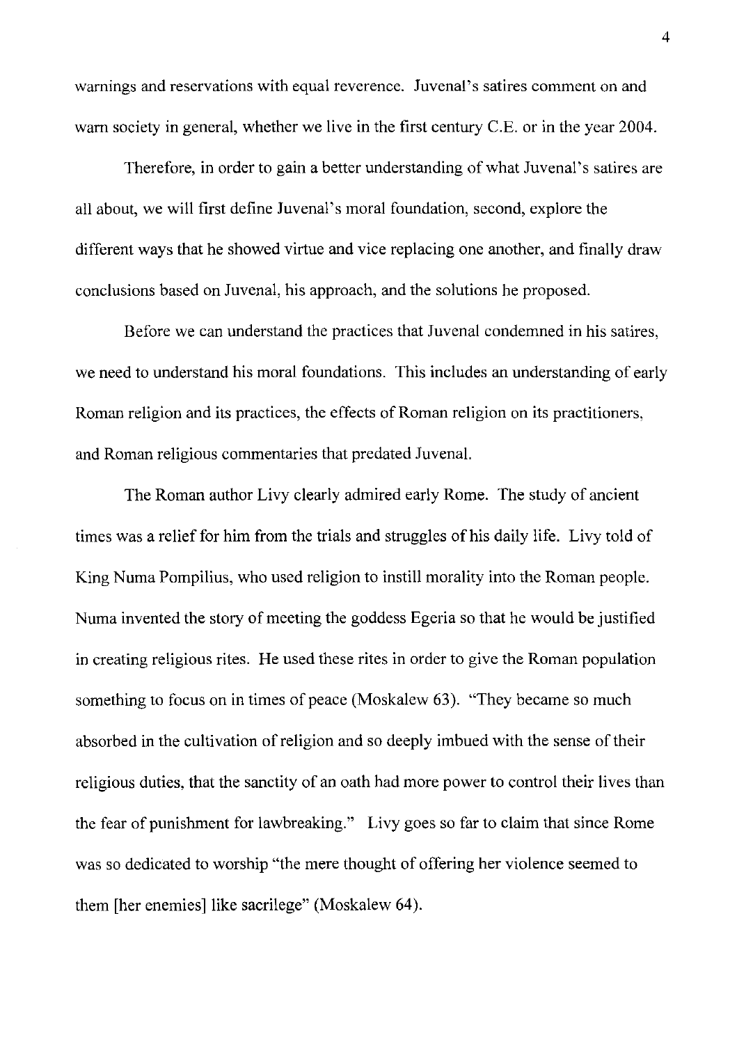warnings and reservations with equal reverence. Juvenal's satires comment on and warn society in general, whether we live in the first century C.E. or in the year 2004.

Therefore, in order to gain a better understanding of what Juvenal's satires are all about, we will first define Juvenal's moral foundation, second, explore the different ways that he showed virtue and vice replacing one another, and finally draw conclusions based on Juvenal, his approach, and the solutions he proposed.

Before we can understand the practices that Juvenal condemned in his satires, we need to understand his moral foundations. This includes an understanding of early Roman religion and its practices, the effects of Roman religion on its practitioners, and Roman religious commentaries that predated Juvenal.

The Roman author Livy clearly admired early Rome. The study of ancient times was a relief for him from the trials and struggles of his daily life. Livy told of King Numa Pompilius, who used religion to instill morality into the Roman people. Numa invented the story of meeting the goddess Egeria so that he would be justified in creating religious rites. He used these rites in order to give the Roman population something to focus on in times of peace (Moskalew 63). "They became so much absorbed in the cultivation of religion and so deeply imbued with the sense of their religious duties, that the sanctity of an oath had more power to control their lives than the fear of punishment for lawbreaking." Livy goes so far to claim that since Rome was so dedicated to worship "the mere thought of offering her violence seemed to them [her enemies] like sacrilege" (Moskalew 64).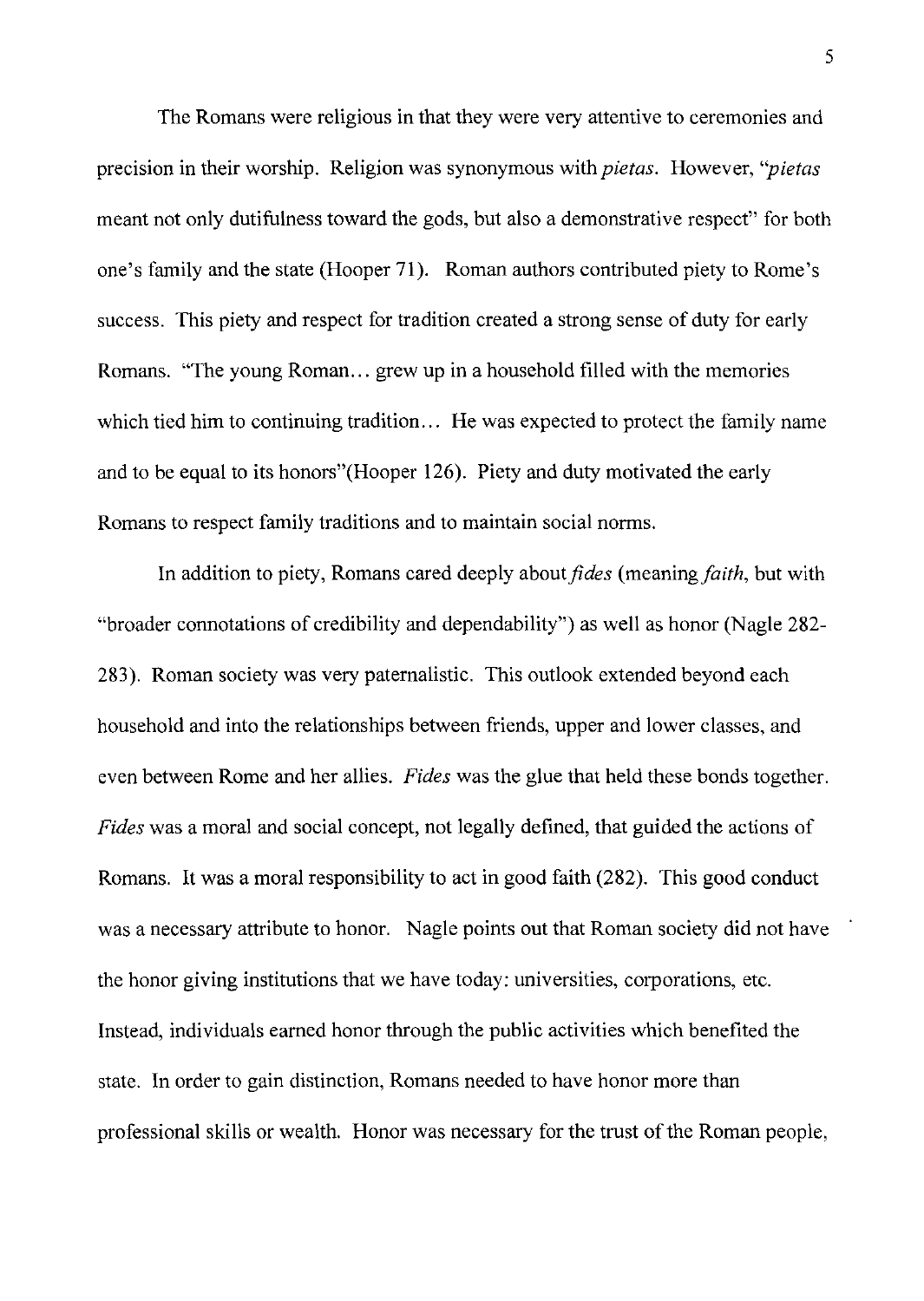The Romans were religious in that they were very attentive to ceremonies and precision in their worship. Religion was synonymous with *pietas*. However, "*pietas* meant not only dutifulness toward the gods, but also a demonstrative respect" for both one's family and the state (Hooper 71). Roman authors contributed piety to Rome's success. This piety and respect for tradition created a strong sense of duty for early Romans. "The young Roman… grew up in a household filled with the memories which tied him to continuing tradition… He was expected to protect the family name and to be equal to its honors"(Hooper 126). Piety and duty motivated the early Romans to respect family traditions and to maintain social norms.

In addition to piety, Romans cared deeply about *fides* (meaning *faith*, but with "broader connotations of credibility and dependability") as well as honor (Nagle 282-283). Roman society was very paternalistic. This outlook extended beyond each household and into the relationships between friends, upper and lower classes, and even between Rome and her allies. *Fides* was the glue that held these bonds together. *Fides* was a moral and social concept, not legally defined, that guided the actions of Romans. It was a moral responsibility to act in good faith (282). This good conduct was a necessary attribute to honor. Nagle points out that Roman society did not have the honor giving institutions that we have today: universities, corporations, etc. Instead, individuals earned honor through the public activities which benefited the state. In order to gain distinction, Romans needed to have honor more than professional skills or wealth. Honor was necessary for the trust of the Roman people,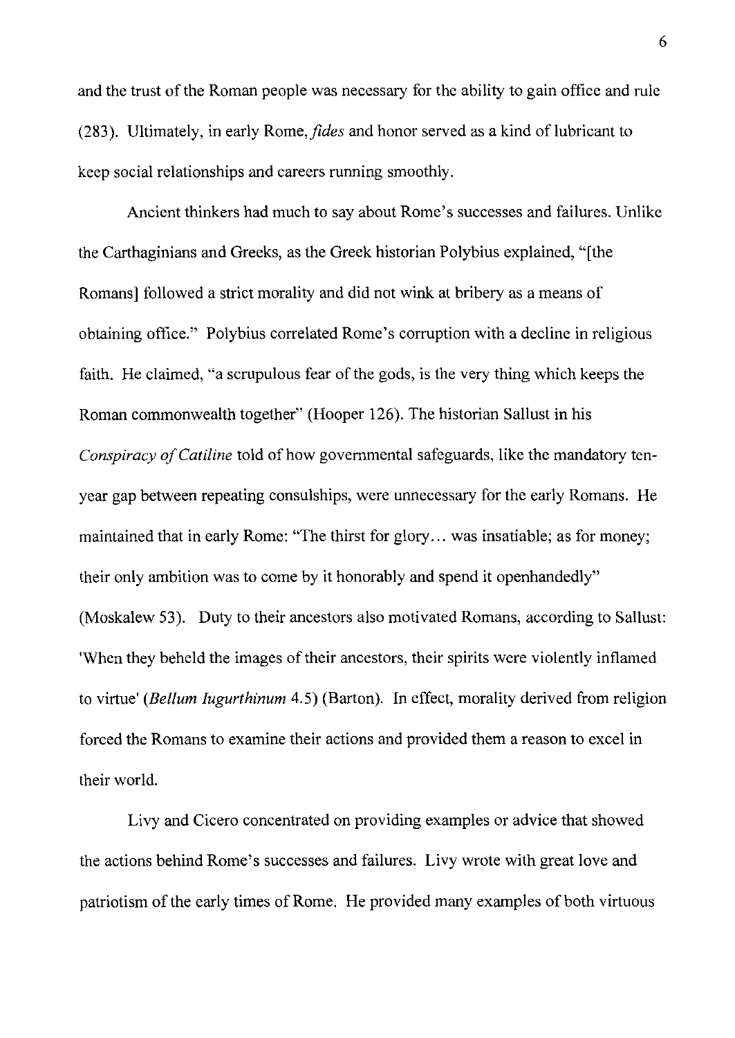and the trust of the Roman people was necessary for the ability to gain office and rule (283). Ultimately, in early Rome, *fides* and honor served as a kind of lubricant to keep social relationships and careers running smoothly.

Ancient thinkers had much to say about Rome's successes and failures. Unlike the Carthaginians and Greeks, as the Greek historian Polybius explained, "[the Romans] followed a strict morality and did not wink at bribery as a means of obtaining office." Polybius correlated Rome's corruption with a decline in religious faith. He claimed, "a scrupulous fear of the gods, is the very thing which keeps the Roman commonwealth together" (Hooper 126). The historian Sallust in his *Conspiracy of Catiline* told of how governmental safeguards, like the mandatory ten-year gap between repeating consulships, were unnecessary for the early Romans. He maintained that in early Rome: "The thirst for glory… was insatiable; as for money; their only ambition was to come by it honorably and spend it openhandedly" (Moskalew 53). Duty to their ancestors also motivated Romans, according to Sallust: 'When they beheld the images of their ancestors, their spirits were violently inflamed to virtue' (*Bellum Iugurthinum* 4.5) (Barton). In effect, morality derived from religion forced the Romans to examine their actions and provided them a reason to excel in their world.

Livy and Cicero concentrated on providing examples or advice that showed the actions behind Rome's successes and failures. Livy wrote with great love and patriotism of the early times of Rome. He provided many examples of both virtuous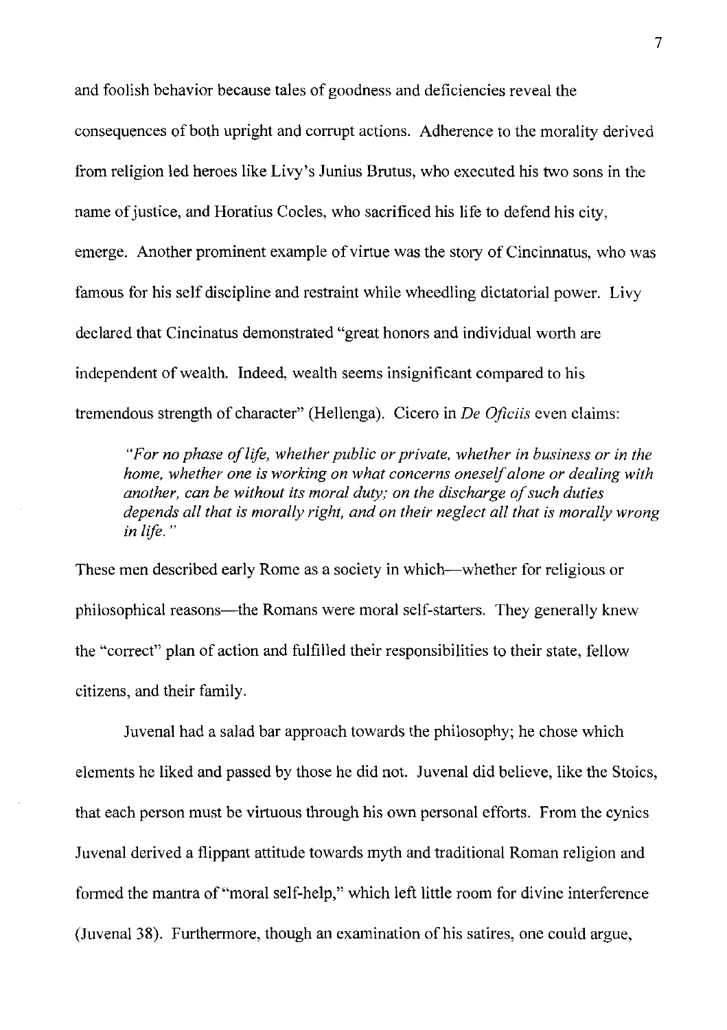and foolish behavior because tales of goodness and deficiencies reveal the consequences of both upright and corrupt actions. Adherence to the morality derived from religion led heroes like Livy's Junius Brutus, who executed his two sons in the name of justice, and Horatius Cocles, who sacrificed his life to defend his city, emerge. Another prominent example of virtue was the story of Cincinnatus, who was famous for his self discipline and restraint while wheedling dictatorial power. Livy declared that Cincinatus demonstrated "great honors and individual worth are independent of wealth. Indeed, wealth seems insignificant compared to his tremendous strength of character" (Hellenga). Cicero in *De Oficiis* even claims:

> *"For no phase of life, whether public or private, whether in business or in the home, whether one is working on what concerns oneself alone or dealing with another, can be without its moral duty; on the discharge of such duties depends all that is morally right, and on their neglect all that is morally wrong in life."*

These men described early Rome as a society in which—whether for religious or philosophical reasons—the Romans were moral self-starters. They generally knew the "correct" plan of action and fulfilled their responsibilities to their state, fellow citizens, and their family.

Juvenal had a salad bar approach towards the philosophy; he chose which elements he liked and passed by those he did not. Juvenal did believe, like the Stoics, that each person must be virtuous through his own personal efforts. From the cynics Juvenal derived a flippant attitude towards myth and traditional Roman religion and formed the mantra of "moral self-help," which left little room for divine interference (Juvenal 38). Furthermore, though an examination of his satires, one could argue,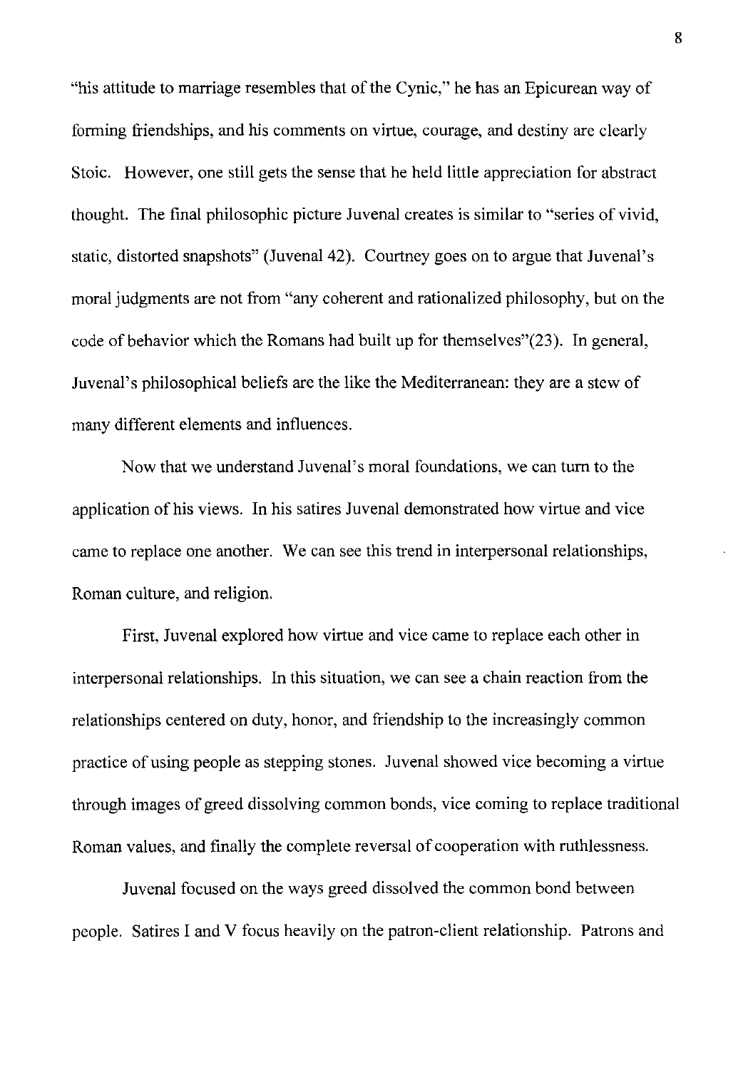"his attitude to marriage resembles that of the Cynic," he has an Epicurean way of forming friendships, and his comments on virtue, courage, and destiny are clearly Stoic. However, one still gets the sense that he held little appreciation for abstract thought. The final philosophic picture Juvenal creates is similar to "series of vivid, static, distorted snapshots" (Juvenal 42). Courtney goes on to argue that Juvenal's moral judgments are not from "any coherent and rationalized philosophy, but on the code of behavior which the Romans had built up for themselves"(23). In general, Juvenal's philosophical beliefs are the like the Mediterranean: they are a stew of many different elements and influences.

Now that we understand Juvenal's moral foundations, we can turn to the application of his views. In his satires Juvenal demonstrated how virtue and vice came to replace one another. We can see this trend in interpersonal relationships, Roman culture, and religion.

First, Juvenal explored how virtue and vice came to replace each other in interpersonal relationships. In this situation, we can see a chain reaction from the relationships centered on duty, honor, and friendship to the increasingly common practice of using people as stepping stones. Juvenal showed vice becoming a virtue through images of greed dissolving common bonds, vice coming to replace traditional Roman values, and finally the complete reversal of cooperation with ruthlessness.

Juvenal focused on the ways greed dissolved the common bond between people. Satires I and V focus heavily on the patron-client relationship. Patrons and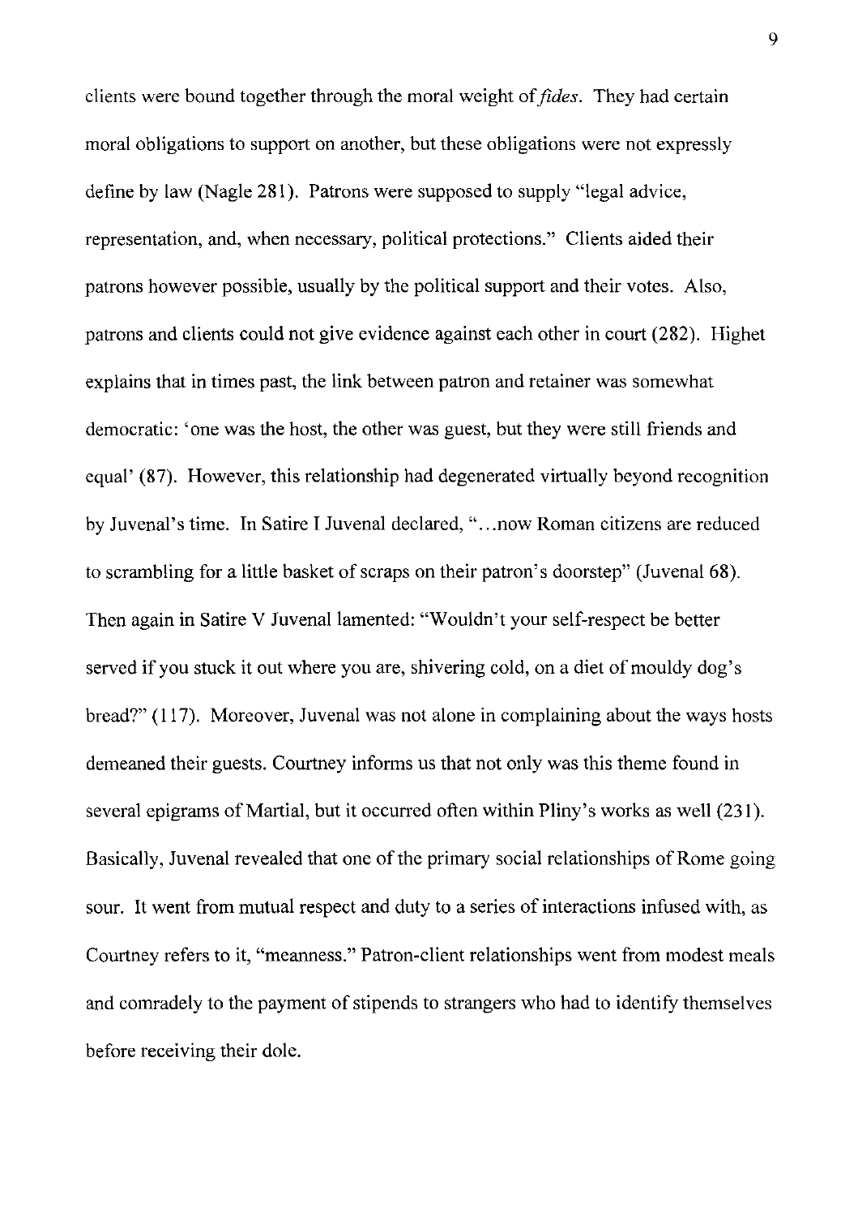clients were bound together through the moral weight of *fides*. They had certain moral obligations to support on another, but these obligations were not expressly define by law (Nagle 281). Patrons were supposed to supply "legal advice, representation, and, when necessary, political protections." Clients aided their patrons however possible, usually by the political support and their votes. Also, patrons and clients could not give evidence against each other in court (282). Highet explains that in times past, the link between patron and retainer was somewhat democratic: 'one was the host, the other was guest, but they were still friends and equal' (87). However, this relationship had degenerated virtually beyond recognition by Juvenal's time. In Satire I Juvenal declared, "…now Roman citizens are reduced to scrambling for a little basket of scraps on their patron's doorstep" (Juvenal 68). Then again in Satire V Juvenal lamented: "Wouldn't your self-respect be better served if you stuck it out where you are, shivering cold, on a diet of mouldy dog's bread?" (117). Moreover, Juvenal was not alone in complaining about the ways hosts demeaned their guests. Courtney informs us that not only was this theme found in several epigrams of Martial, but it occurred often within Pliny's works as well (231). Basically, Juvenal revealed that one of the primary social relationships of Rome going sour. It went from mutual respect and duty to a series of interactions infused with, as Courtney refers to it, "meanness." Patron-client relationships went from modest meals and comradely to the payment of stipends to strangers who had to identify themselves before receiving their dole.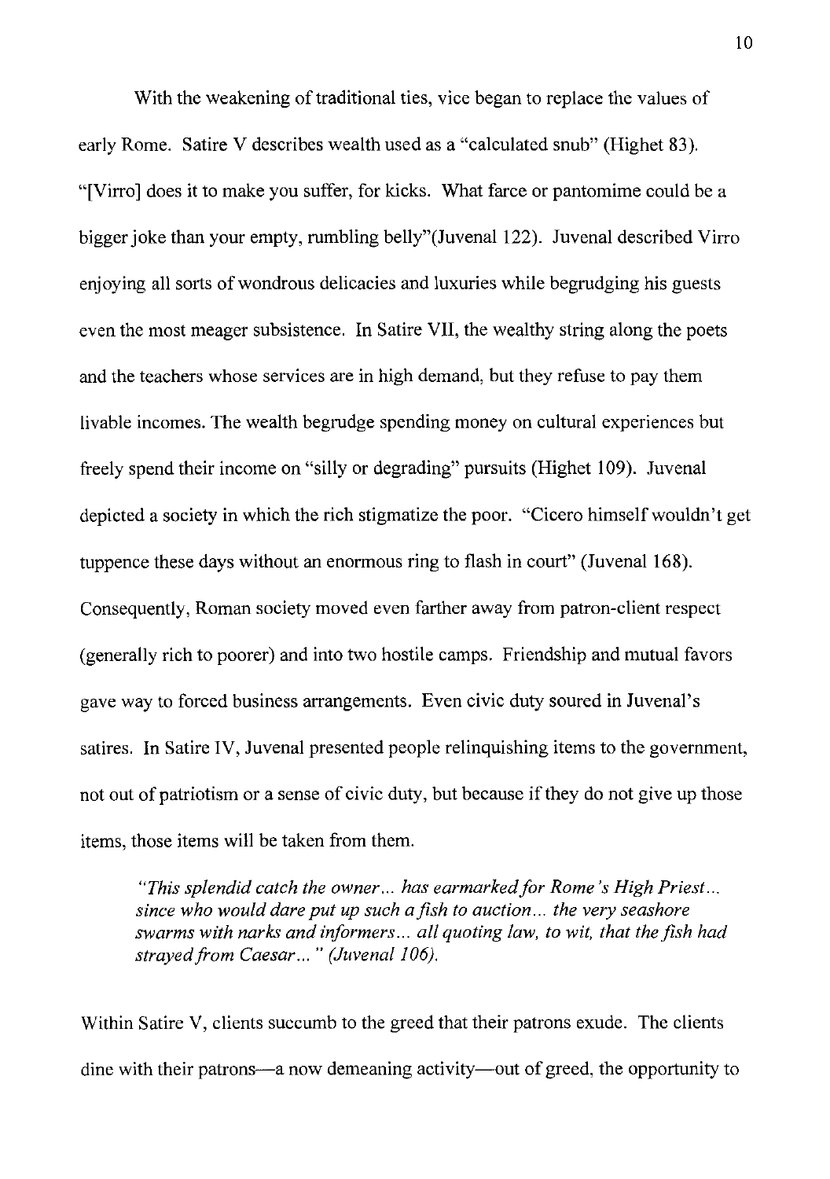With the weakening of traditional ties, vice began to replace the values of early Rome. Satire V describes wealth used as a "calculated snub" (Highet 83). "[Virro] does it to make you suffer, for kicks. What farce or pantomime could be a bigger joke than your empty, rumbling belly"(Juvenal 122). Juvenal described Virro enjoying all sorts of wondrous delicacies and luxuries while begrudging his guests even the most meager subsistence. In Satire VII, the wealthy string along the poets and the teachers whose services are in high demand, but they refuse to pay them livable incomes. The wealth begrudge spending money on cultural experiences but freely spend their income on "silly or degrading" pursuits (Highet 109). Juvenal depicted a society in which the rich stigmatize the poor. "Cicero himself wouldn't get tuppence these days without an enormous ring to flash in court" (Juvenal 168). Consequently, Roman society moved even farther away from patron-client respect (generally rich to poorer) and into two hostile camps. Friendship and mutual favors gave way to forced business arrangements. Even civic duty soured in Juvenal's satires. In Satire IV, Juvenal presented people relinquishing items to the government, not out of patriotism or a sense of civic duty, but because if they do not give up those items, those items will be taken from them.

> *"This splendid catch the owner… has earmarked for Rome's High Priest… since who would dare put up such a fish to auction… the very seashore swarms with narks and informers… all quoting law, to wit, that the fish had strayed from Caesar… " (Juvenal 106).*

Within Satire V, clients succumb to the greed that their patrons exude. The clients dine with their patrons—a now demeaning activity—out of greed, the opportunity to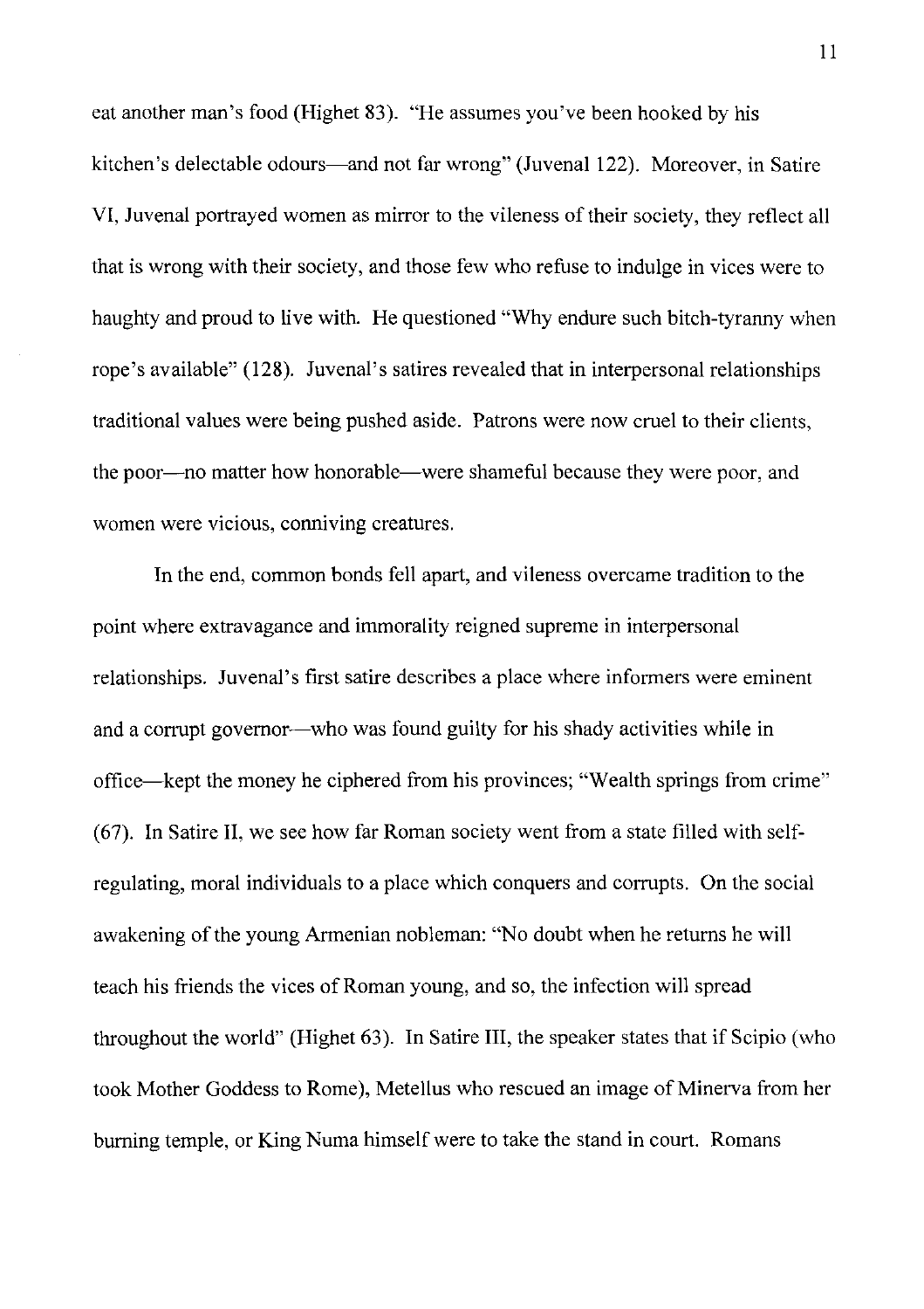eat another man's food (Highet 83). "He assumes you've been hooked by his kitchen's delectable odours—and not far wrong" (Juvenal 122). Moreover, in Satire VI, Juvenal portrayed women as mirror to the vileness of their society, they reflect all that is wrong with their society, and those few who refuse to indulge in vices were to haughty and proud to live with. He questioned "Why endure such bitch-tyranny when rope's available" (128). Juvenal's satires revealed that in interpersonal relationships traditional values were being pushed aside. Patrons were now cruel to their clients, the poor—no matter how honorable—were shameful because they were poor, and women were vicious, conniving creatures.

In the end, common bonds fell apart, and vileness overcame tradition to the point where extravagance and immorality reigned supreme in interpersonal relationships. Juvenal's first satire describes a place where informers were eminent and a corrupt governor—who was found guilty for his shady activities while in office—kept the money he ciphered from his provinces; "Wealth springs from crime" (67). In Satire II, we see how far Roman society went from a state filled with self-regulating, moral individuals to a place which conquers and corrupts. On the social awakening of the young Armenian nobleman: "No doubt when he returns he will teach his friends the vices of Roman young, and so, the infection will spread throughout the world" (Highet 63). In Satire III, the speaker states that if Scipio (who took Mother Goddess to Rome), Metellus who rescued an image of Minerva from her burning temple, or King Numa himself were to take the stand in court. Romans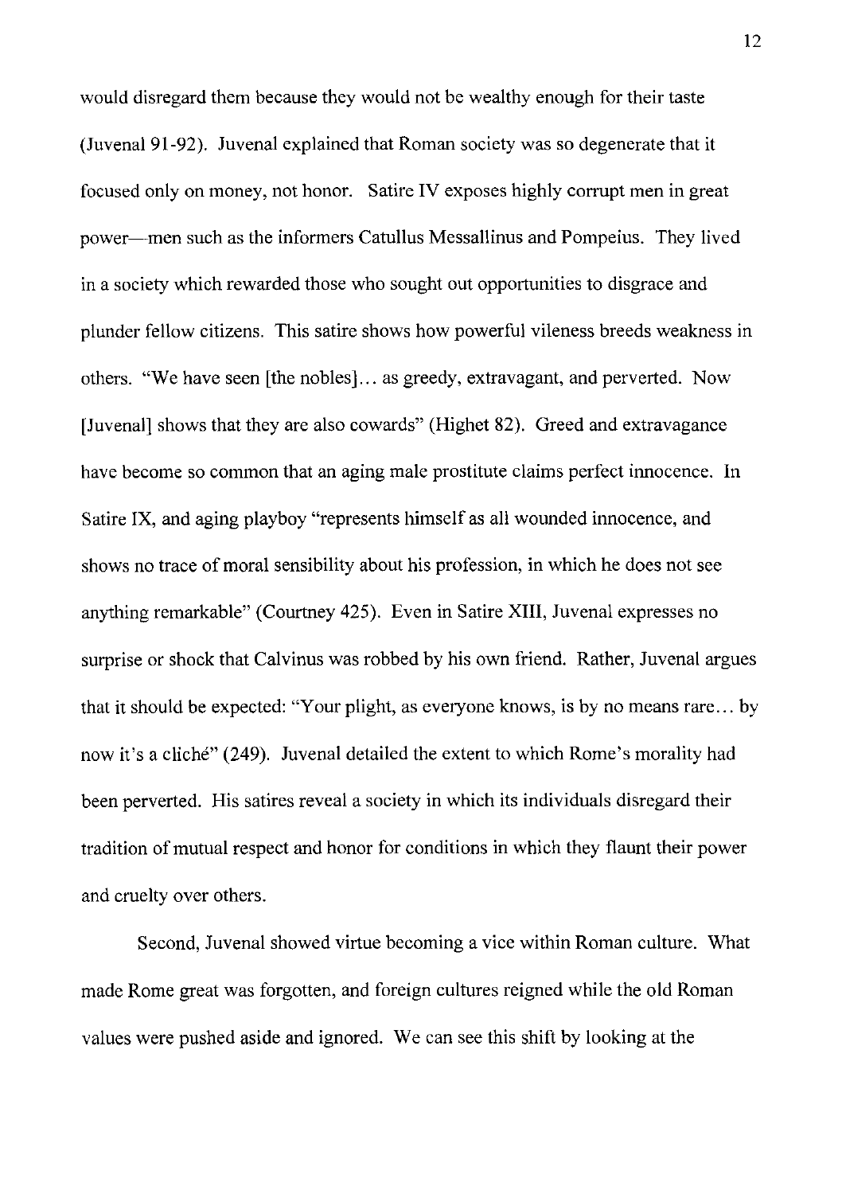would disregard them because they would not be wealthy enough for their taste (Juvenal 91-92). Juvenal explained that Roman society was so degenerate that it focused only on money, not honor. Satire IV exposes highly corrupt men in great power—men such as the informers Catullus Messallinus and Pompeius. They lived in a society which rewarded those who sought out opportunities to disgrace and plunder fellow citizens. This satire shows how powerful vileness breeds weakness in others. "We have seen [the nobles]… as greedy, extravagant, and perverted. Now [Juvenal] shows that they are also cowards" (Highet 82). Greed and extravagance have become so common that an aging male prostitute claims perfect innocence. In Satire IX, and aging playboy "represents himself as all wounded innocence, and shows no trace of moral sensibility about his profession, in which he does not see anything remarkable" (Courtney 425). Even in Satire XIII, Juvenal expresses no surprise or shock that Calvinus was robbed by his own friend. Rather, Juvenal argues that it should be expected: "Your plight, as everyone knows, is by no means rare… by now it's a cliché" (249). Juvenal detailed the extent to which Rome's morality had been perverted. His satires reveal a society in which its individuals disregard their tradition of mutual respect and honor for conditions in which they flaunt their power and cruelty over others.

Second, Juvenal showed virtue becoming a vice within Roman culture. What made Rome great was forgotten, and foreign cultures reigned while the old Roman values were pushed aside and ignored. We can see this shift by looking at the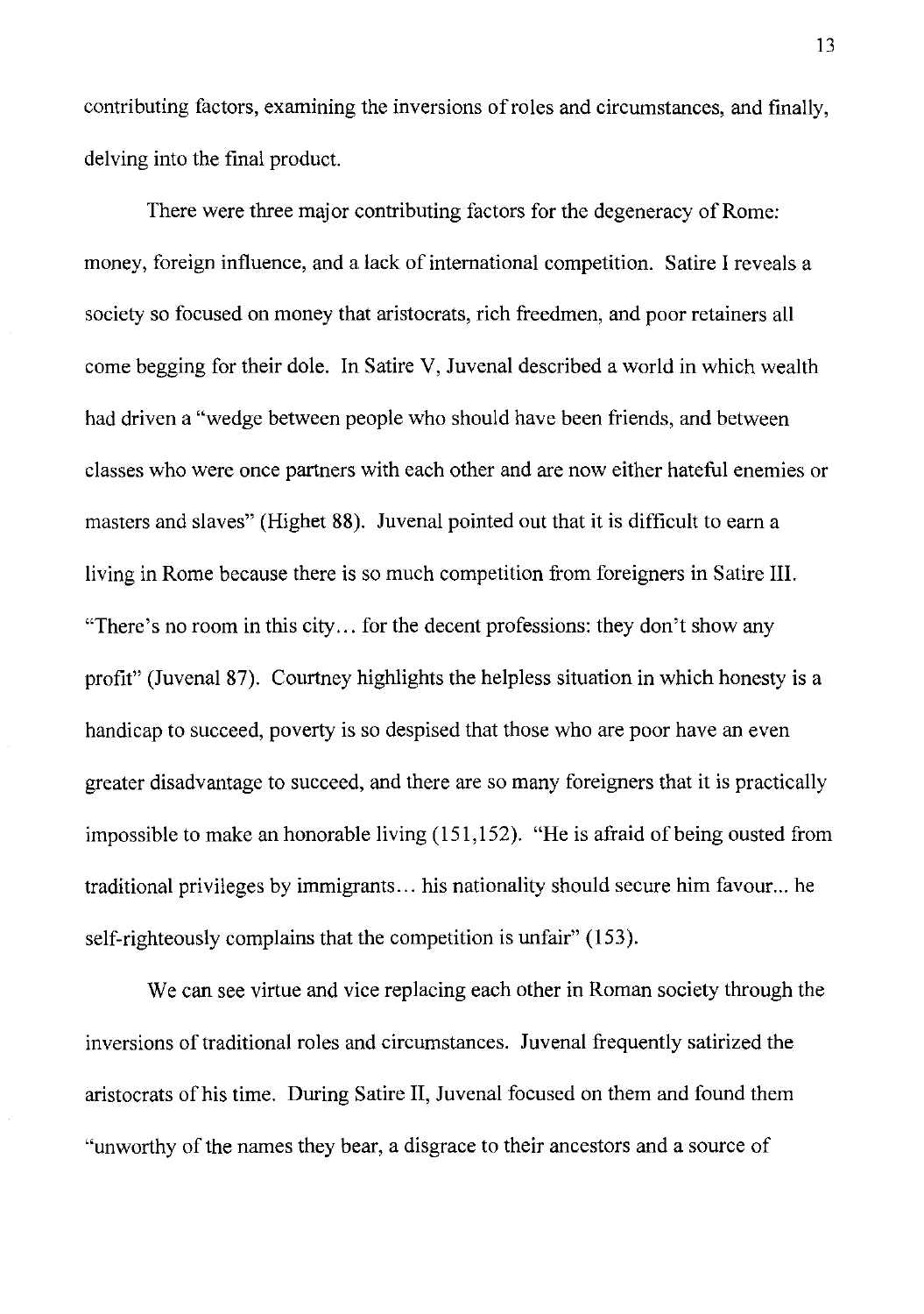contributing factors, examining the inversions of roles and circumstances, and finally, delving into the final product.

There were three major contributing factors for the degeneracy of Rome: money, foreign influence, and a lack of international competition. Satire I reveals a society so focused on money that aristocrats, rich freedmen, and poor retainers all come begging for their dole. In Satire V, Juvenal described a world in which wealth had driven a "wedge between people who should have been friends, and between classes who were once partners with each other and are now either hateful enemies or masters and slaves" (Highet 88). Juvenal pointed out that it is difficult to earn a living in Rome because there is so much competition from foreigners in Satire III. "There's no room in this city… for the decent professions: they don't show any profit" (Juvenal 87). Courtney highlights the helpless situation in which honesty is a handicap to succeed, poverty is so despised that those who are poor have an even greater disadvantage to succeed, and there are so many foreigners that it is practically impossible to make an honorable living (151,152). "He is afraid of being ousted from traditional privileges by immigrants… his nationality should secure him favour... he self-righteously complains that the competition is unfair" (153).

We can see virtue and vice replacing each other in Roman society through the inversions of traditional roles and circumstances. Juvenal frequently satirized the aristocrats of his time. During Satire II, Juvenal focused on them and found them "unworthy of the names they bear, a disgrace to their ancestors and a source of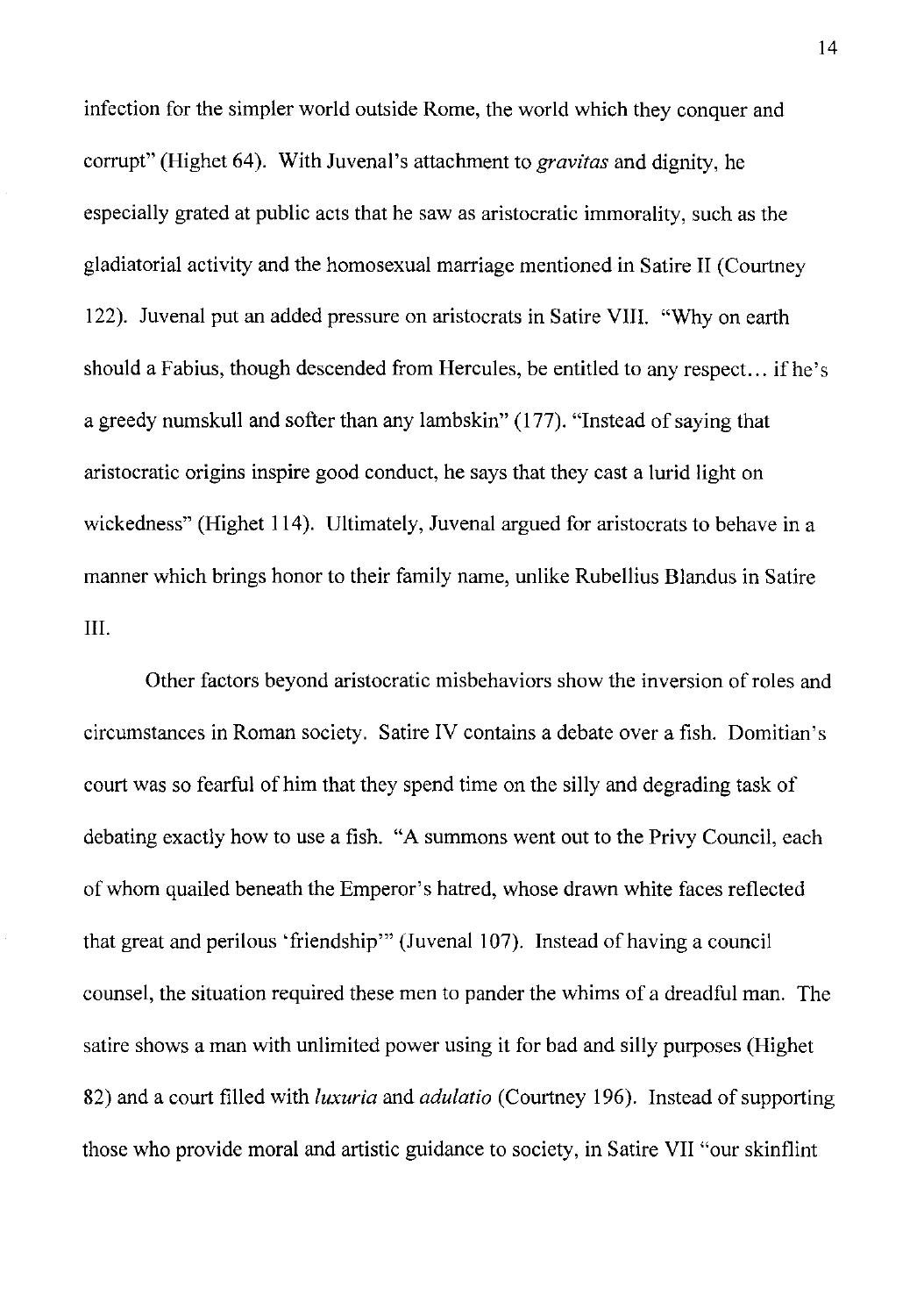infection for the simpler world outside Rome, the world which they conquer and corrupt" (Highet 64). With Juvenal's attachment to *gravitas* and dignity, he especially grated at public acts that he saw as aristocratic immorality, such as the gladiatorial activity and the homosexual marriage mentioned in Satire II (Courtney 122). Juvenal put an added pressure on aristocrats in Satire VIII. "Why on earth should a Fabius, though descended from Hercules, be entitled to any respect… if he's a greedy numskull and softer than any lambskin" (177). "Instead of saying that aristocratic origins inspire good conduct, he says that they cast a lurid light on wickedness" (Highet 114). Ultimately, Juvenal argued for aristocrats to behave in a manner which brings honor to their family name, unlike Rubellius Blandus in Satire III.

Other factors beyond aristocratic misbehaviors show the inversion of roles and circumstances in Roman society. Satire IV contains a debate over a fish. Domitian's court was so fearful of him that they spend time on the silly and degrading task of debating exactly how to use a fish. "A summons went out to the Privy Council, each of whom quailed beneath the Emperor's hatred, whose drawn white faces reflected that great and perilous 'friendship'" (Juvenal 107). Instead of having a council counsel, the situation required these men to pander the whims of a dreadful man. The satire shows a man with unlimited power using it for bad and silly purposes (Highet 82) and a court filled with *luxuria* and *adulatio* (Courtney 196). Instead of supporting those who provide moral and artistic guidance to society, in Satire VII "our skinflint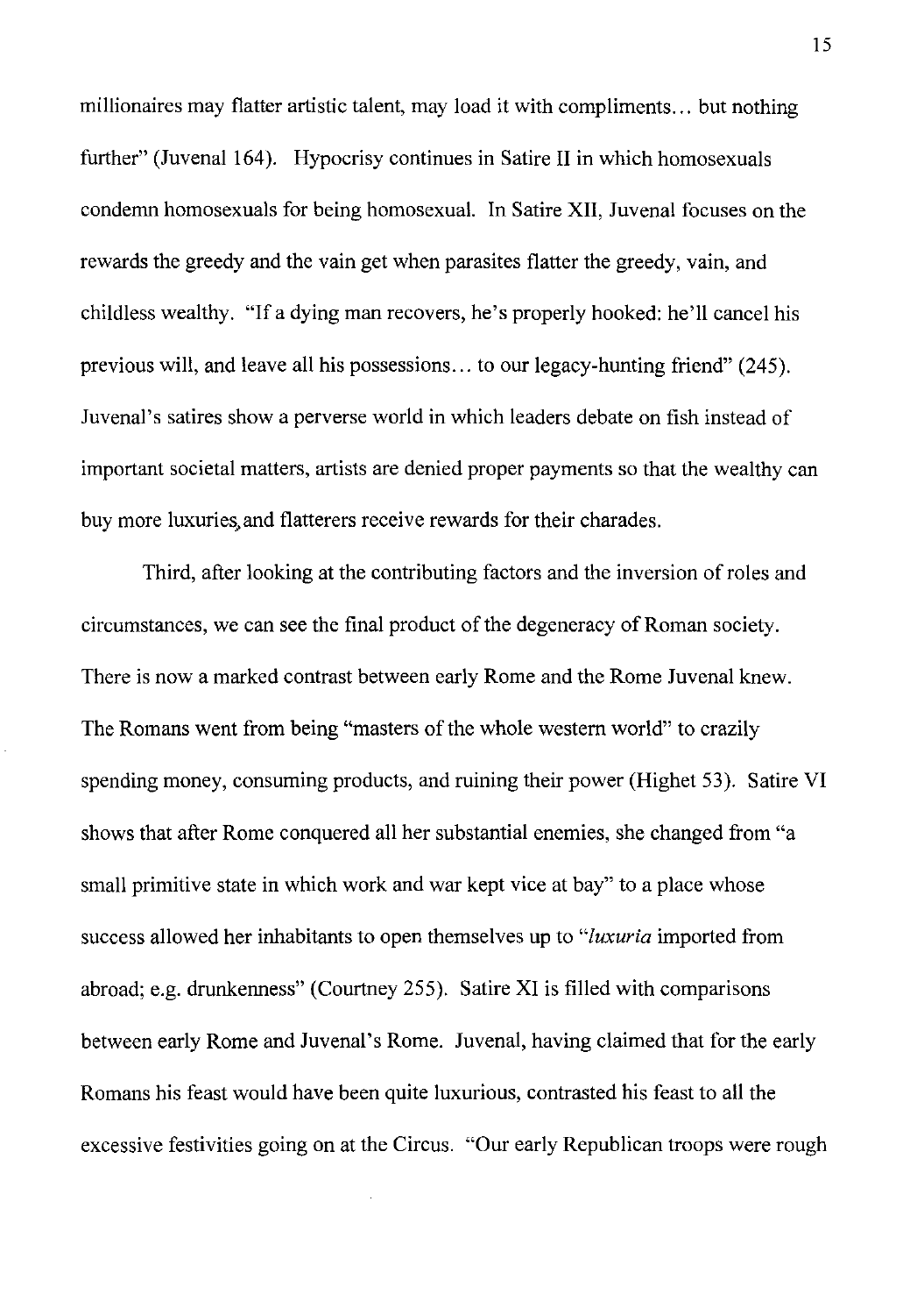millionaires may flatter artistic talent, may load it with compliments… but nothing further" (Juvenal 164). Hypocrisy continues in Satire II in which homosexuals condemn homosexuals for being homosexual. In Satire XII, Juvenal focuses on the rewards the greedy and the vain get when parasites flatter the greedy, vain, and childless wealthy. "If a dying man recovers, he's properly hooked: he'll cancel his previous will, and leave all his possessions… to our legacy-hunting friend" (245). Juvenal's satires show a perverse world in which leaders debate on fish instead of important societal matters, artists are denied proper payments so that the wealthy can buy more luxuries, and flatterers receive rewards for their charades.

Third, after looking at the contributing factors and the inversion of roles and circumstances, we can see the final product of the degeneracy of Roman society. There is now a marked contrast between early Rome and the Rome Juvenal knew. The Romans went from being "masters of the whole western world" to crazily spending money, consuming products, and ruining their power (Highet 53). Satire VI shows that after Rome conquered all her substantial enemies, she changed from "a small primitive state in which work and war kept vice at bay" to a place whose success allowed her inhabitants to open themselves up to "*luxuria* imported from abroad; e.g. drunkenness" (Courtney 255). Satire XI is filled with comparisons between early Rome and Juvenal's Rome. Juvenal, having claimed that for the early Romans his feast would have been quite luxurious, contrasted his feast to all the excessive festivities going on at the Circus. "Our early Republican troops were rough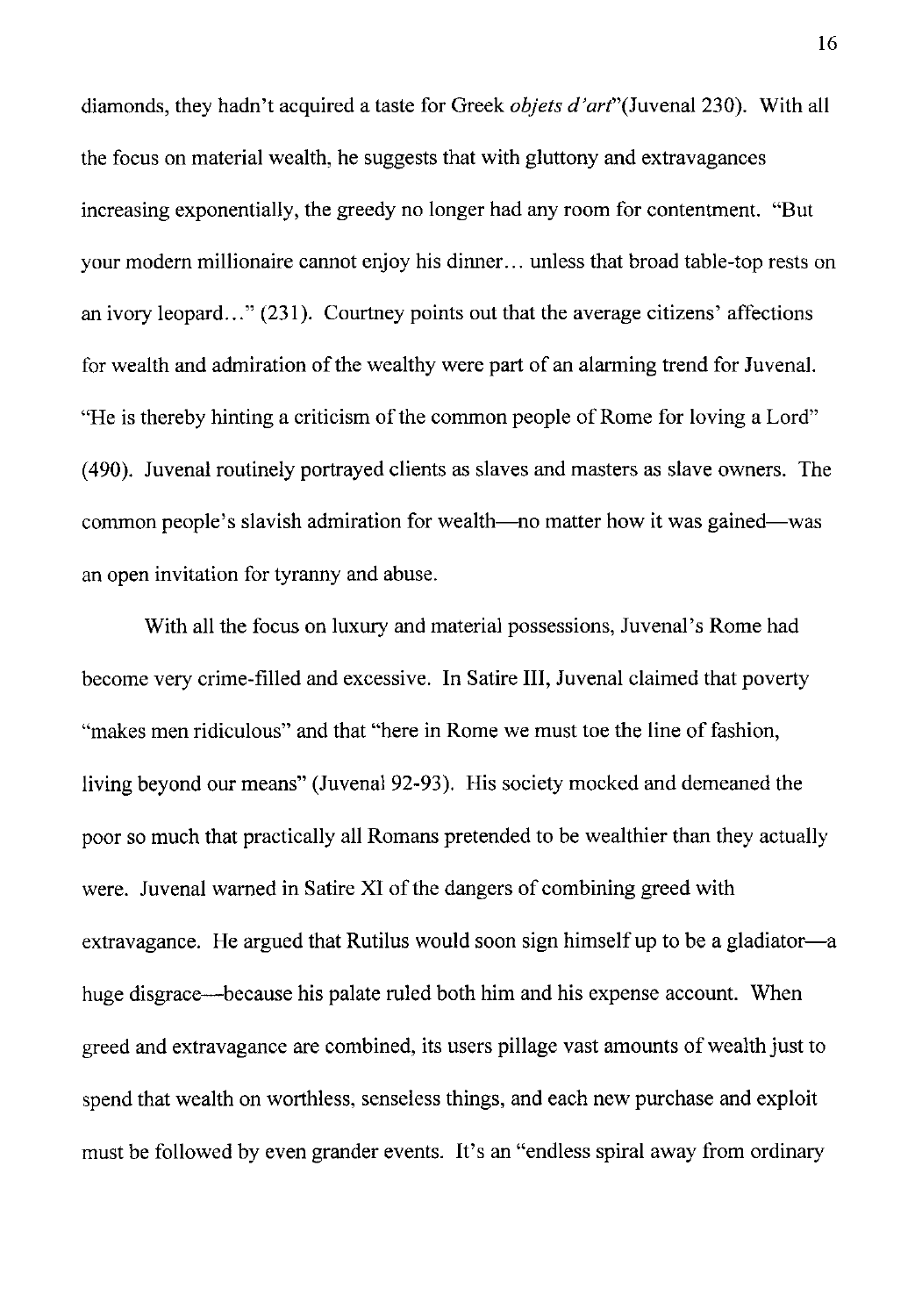diamonds, they hadn't acquired a taste for Greek *objets d'art*"(Juvenal 230). With all the focus on material wealth, he suggests that with gluttony and extravagances increasing exponentially, the greedy no longer had any room for contentment. "But your modern millionaire cannot enjoy his dinner… unless that broad table-top rests on an ivory leopard…" (231). Courtney points out that the average citizens' affections for wealth and admiration of the wealthy were part of an alarming trend for Juvenal. "He is thereby hinting a criticism of the common people of Rome for loving a Lord" (490). Juvenal routinely portrayed clients as slaves and masters as slave owners. The common people's slavish admiration for wealth—no matter how it was gained—was an open invitation for tyranny and abuse.

With all the focus on luxury and material possessions, Juvenal's Rome had become very crime-filled and excessive. In Satire III, Juvenal claimed that poverty "makes men ridiculous" and that "here in Rome we must toe the line of fashion, living beyond our means" (Juvenal 92-93). His society mocked and demeaned the poor so much that practically all Romans pretended to be wealthier than they actually were. Juvenal warned in Satire XI of the dangers of combining greed with extravagance. He argued that Rutilus would soon sign himself up to be a gladiator—a huge disgrace—because his palate ruled both him and his expense account. When greed and extravagance are combined, its users pillage vast amounts of wealth just to spend that wealth on worthless, senseless things, and each new purchase and exploit must be followed by even grander events. It's an "endless spiral away from ordinary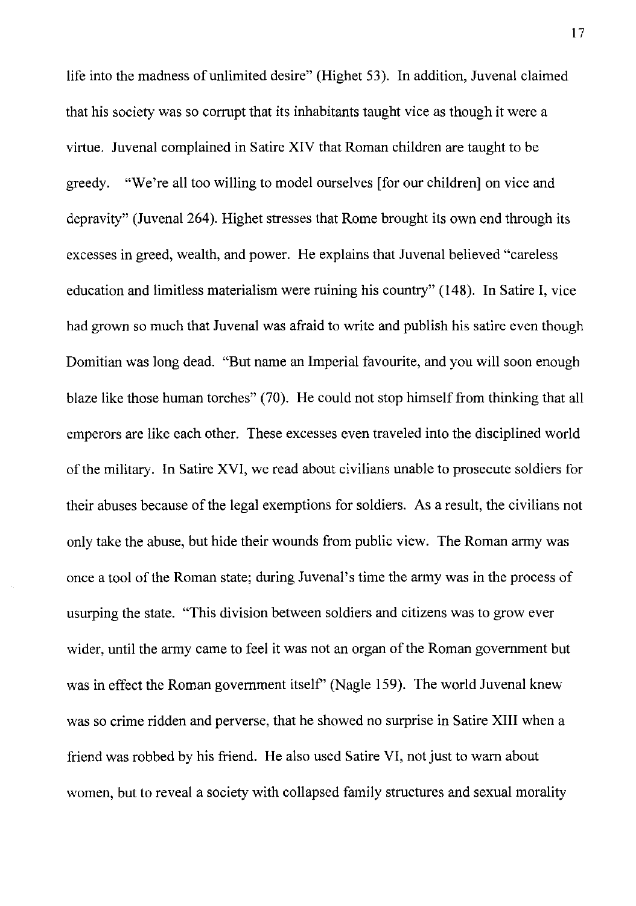life into the madness of unlimited desire" (Highet 53). In addition, Juvenal claimed that his society was so corrupt that its inhabitants taught vice as though it were a virtue. Juvenal complained in Satire XIV that Roman children are taught to be greedy. "We're all too willing to model ourselves [for our children] on vice and depravity" (Juvenal 264). Highet stresses that Rome brought its own end through its excesses in greed, wealth, and power. He explains that Juvenal believed "careless education and limitless materialism were ruining his country" (148). In Satire I, vice had grown so much that Juvenal was afraid to write and publish his satire even though Domitian was long dead. "But name an Imperial favourite, and you will soon enough blaze like those human torches" (70). He could not stop himself from thinking that all emperors are like each other. These excesses even traveled into the disciplined world of the military. In Satire XVI, we read about civilians unable to prosecute soldiers for their abuses because of the legal exemptions for soldiers. As a result, the civilians not only take the abuse, but hide their wounds from public view. The Roman army was once a tool of the Roman state; during Juvenal's time the army was in the process of usurping the state. "This division between soldiers and citizens was to grow ever wider, until the army came to feel it was not an organ of the Roman government but was in effect the Roman government itself" (Nagle 159). The world Juvenal knew was so crime ridden and perverse, that he showed no surprise in Satire XIII when a friend was robbed by his friend. He also used Satire VI, not just to warn about women, but to reveal a society with collapsed family structures and sexual morality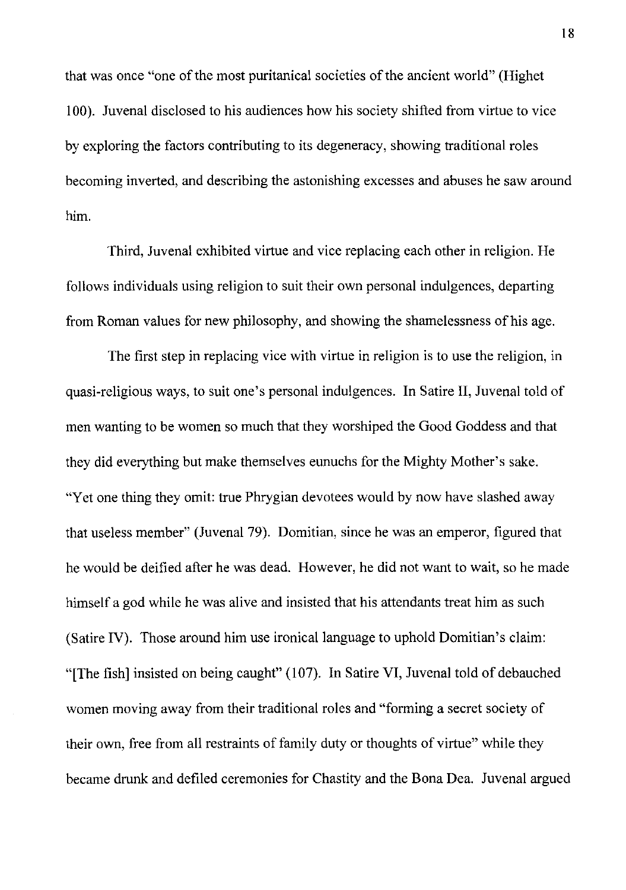that was once "one of the most puritanical societies of the ancient world" (Highet 100). Juvenal disclosed to his audiences how his society shifted from virtue to vice by exploring the factors contributing to its degeneracy, showing traditional roles becoming inverted, and describing the astonishing excesses and abuses he saw around him.

Third, Juvenal exhibited virtue and vice replacing each other in religion. He follows individuals using religion to suit their own personal indulgences, departing from Roman values for new philosophy, and showing the shamelessness of his age.

The first step in replacing vice with virtue in religion is to use the religion, in quasi-religious ways, to suit one's personal indulgences. In Satire II, Juvenal told of men wanting to be women so much that they worshiped the Good Goddess and that they did everything but make themselves eunuchs for the Mighty Mother's sake. "Yet one thing they omit: true Phrygian devotees would by now have slashed away that useless member" (Juvenal 79). Domitian, since he was an emperor, figured that he would be deified after he was dead. However, he did not want to wait, so he made himself a god while he was alive and insisted that his attendants treat him as such (Satire IV). Those around him use ironical language to uphold Domitian's claim: "[The fish] insisted on being caught" (107). In Satire VI, Juvenal told of debauched women moving away from their traditional roles and "forming a secret society of their own, free from all restraints of family duty or thoughts of virtue" while they became drunk and defiled ceremonies for Chastity and the Bona Dea. Juvenal argued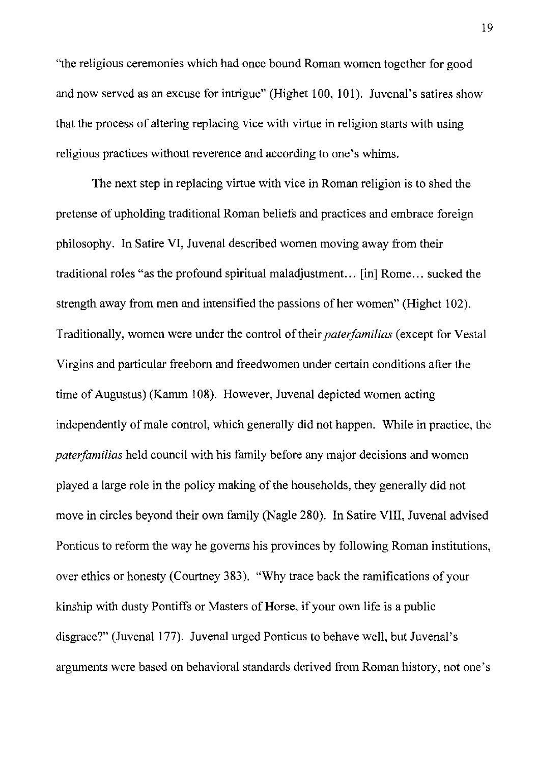"the religious ceremonies which had once bound Roman women together for good and now served as an excuse for intrigue" (Highet 100, 101). Juvenal's satires show that the process of altering replacing vice with virtue in religion starts with using religious practices without reverence and according to one's whims.

The next step in replacing virtue with vice in Roman religion is to shed the pretense of upholding traditional Roman beliefs and practices and embrace foreign philosophy. In Satire VI, Juvenal described women moving away from their traditional roles "as the profound spiritual maladjustment… [in] Rome… sucked the strength away from men and intensified the passions of her women" (Highet 102). Traditionally, women were under the control of their *paterfamilias* (except for Vestal Virgins and particular freeborn and freedwomen under certain conditions after the time of Augustus) (Kamm 108). However, Juvenal depicted women acting independently of male control, which generally did not happen. While in practice, the *paterfamilias* held council with his family before any major decisions and women played a large role in the policy making of the households, they generally did not move in circles beyond their own family (Nagle 280). In Satire VIII, Juvenal advised Ponticus to reform the way he governs his provinces by following Roman institutions, over ethics or honesty (Courtney 383). "Why trace back the ramifications of your kinship with dusty Pontiffs or Masters of Horse, if your own life is a public disgrace?" (Juvenal 177). Juvenal urged Ponticus to behave well, but Juvenal's arguments were based on behavioral standards derived from Roman history, not one's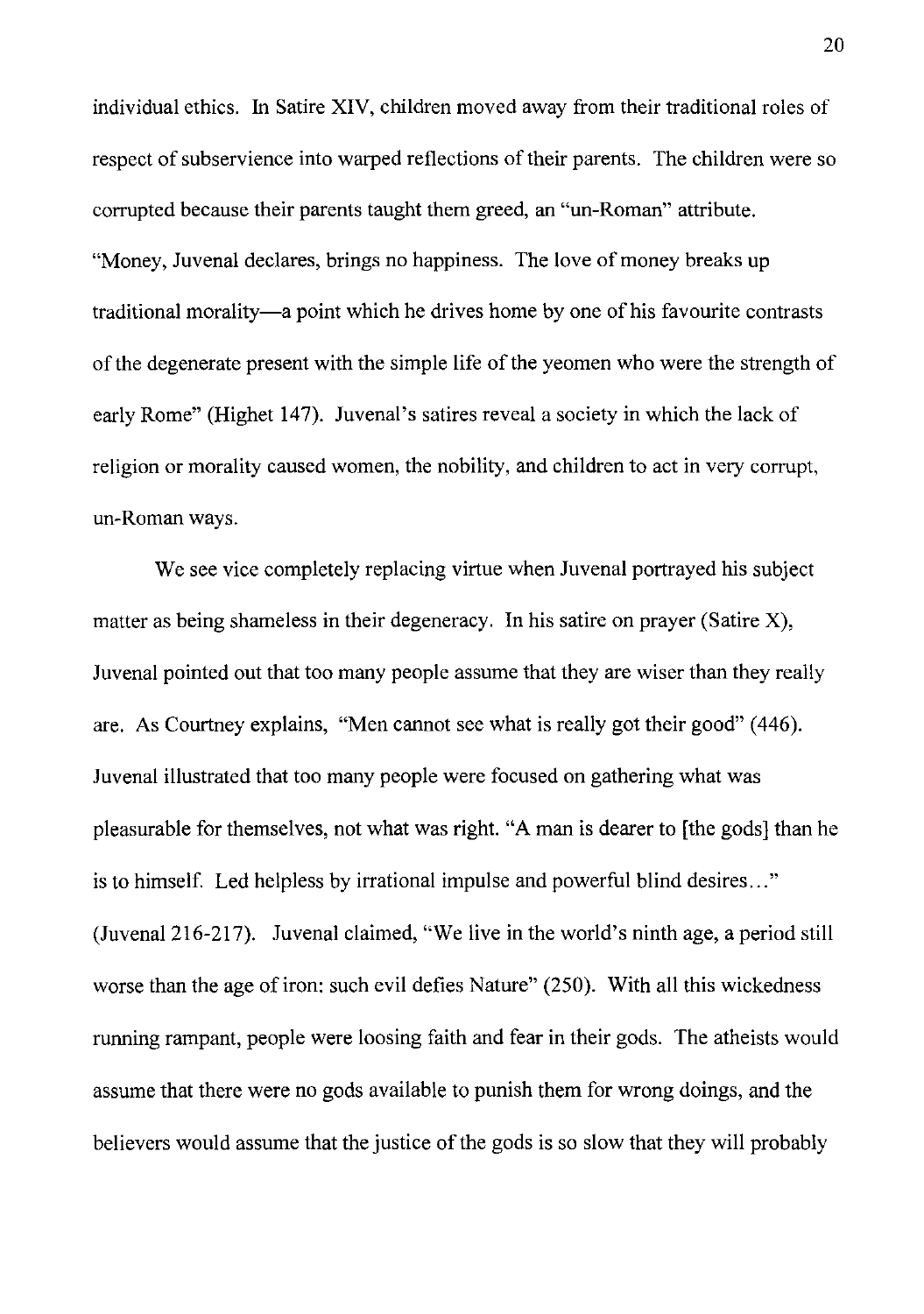individual ethics. In Satire XIV, children moved away from their traditional roles of respect of subservience into warped reflections of their parents. The children were so corrupted because their parents taught them greed, an "un-Roman" attribute. "Money, Juvenal declares, brings no happiness. The love of money breaks up traditional morality—a point which he drives home by one of his favourite contrasts of the degenerate present with the simple life of the yeomen who were the strength of early Rome" (Highet 147). Juvenal's satires reveal a society in which the lack of religion or morality caused women, the nobility, and children to act in very corrupt, un-Roman ways.

We see vice completely replacing virtue when Juvenal portrayed his subject matter as being shameless in their degeneracy. In his satire on prayer (Satire X), Juvenal pointed out that too many people assume that they are wiser than they really are. As Courtney explains, "Men cannot see what is really got their good" (446). Juvenal illustrated that too many people were focused on gathering what was pleasurable for themselves, not what was right. "A man is dearer to [the gods] than he is to himself. Led helpless by irrational impulse and powerful blind desires…" (Juvenal 216-217). Juvenal claimed, "We live in the world's ninth age, a period still worse than the age of iron: such evil defies Nature" (250). With all this wickedness running rampant, people were loosing faith and fear in their gods. The atheists would assume that there were no gods available to punish them for wrong doings, and the believers would assume that the justice of the gods is so slow that they will probably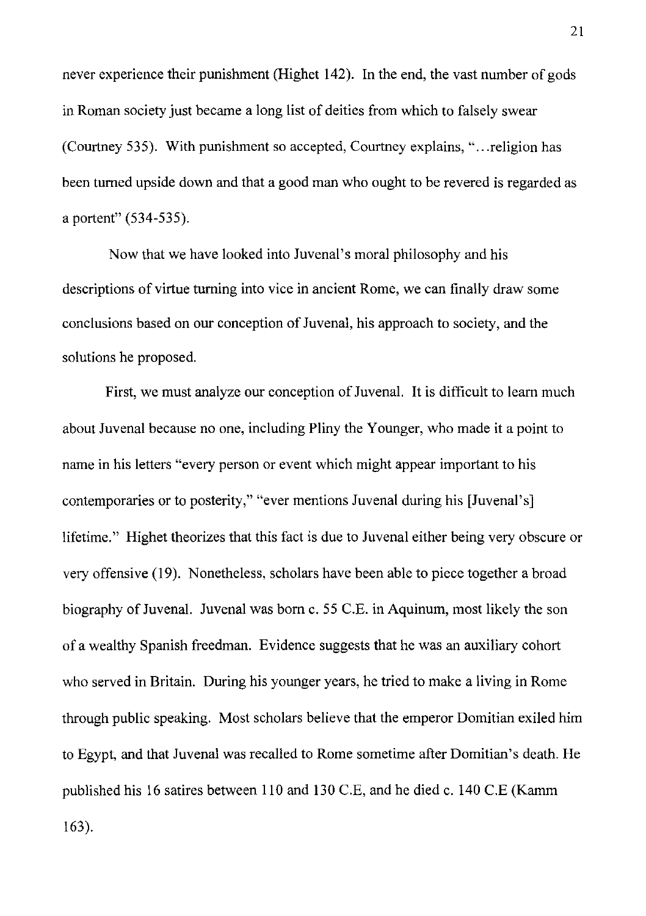never experience their punishment (Highet 142). In the end, the vast number of gods in Roman society just became a long list of deities from which to falsely swear (Courtney 535). With punishment so accepted, Courtney explains, "…religion has been turned upside down and that a good man who ought to be revered is regarded as a portent" (534-535).

Now that we have looked into Juvenal's moral philosophy and his descriptions of virtue turning into vice in ancient Rome, we can finally draw some conclusions based on our conception of Juvenal, his approach to society, and the solutions he proposed.

First, we must analyze our conception of Juvenal. It is difficult to learn much about Juvenal because no one, including Pliny the Younger, who made it a point to name in his letters "every person or event which might appear important to his contemporaries or to posterity," "ever mentions Juvenal during his [Juvenal's] lifetime." Highet theorizes that this fact is due to Juvenal either being very obscure or very offensive (19). Nonetheless, scholars have been able to piece together a broad biography of Juvenal. Juvenal was born c. 55 C.E. in Aquinum, most likely the son of a wealthy Spanish freedman. Evidence suggests that he was an auxiliary cohort who served in Britain. During his younger years, he tried to make a living in Rome through public speaking. Most scholars believe that the emperor Domitian exiled him to Egypt, and that Juvenal was recalled to Rome sometime after Domitian's death. He published his 16 satires between 110 and 130 C.E, and he died c. 140 C.E (Kamm 163).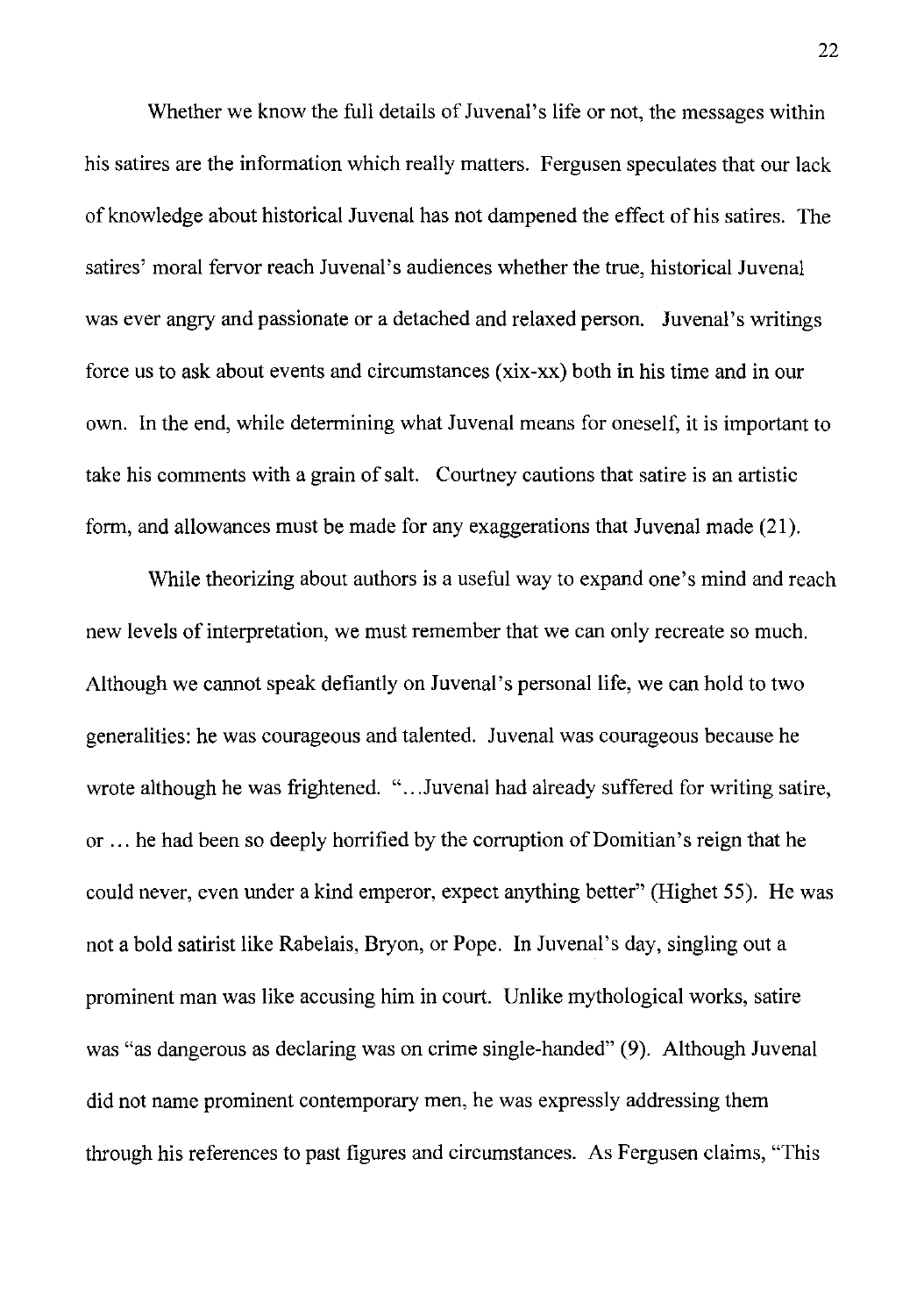Whether we know the full details of Juvenal's life or not, the messages within his satires are the information which really matters. Fergusen speculates that our lack of knowledge about historical Juvenal has not dampened the effect of his satires. The satires' moral fervor reach Juvenal's audiences whether the true, historical Juvenal was ever angry and passionate or a detached and relaxed person. Juvenal's writings force us to ask about events and circumstances (xix-xx) both in his time and in our own. In the end, while determining what Juvenal means for oneself, it is important to take his comments with a grain of salt. Courtney cautions that satire is an artistic form, and allowances must be made for any exaggerations that Juvenal made (21).

While theorizing about authors is a useful way to expand one's mind and reach new levels of interpretation, we must remember that we can only recreate so much. Although we cannot speak defiantly on Juvenal's personal life, we can hold to two generalities: he was courageous and talented. Juvenal was courageous because he wrote although he was frightened. "...Juvenal had already suffered for writing satire, or ... he had been so deeply horrified by the corruption of Domitian's reign that he could never, even under a kind emperor, expect anything better" (Highet 55). He was not a bold satirist like Rabelais, Bryon, or Pope. In Juvenal's day, singling out a prominent man was like accusing him in court. Unlike mythological works, satire was "as dangerous as declaring was on crime single-handed" (9). Although Juvenal did not name prominent contemporary men, he was expressly addressing them through his references to past figures and circumstances. As Fergusen claims, "This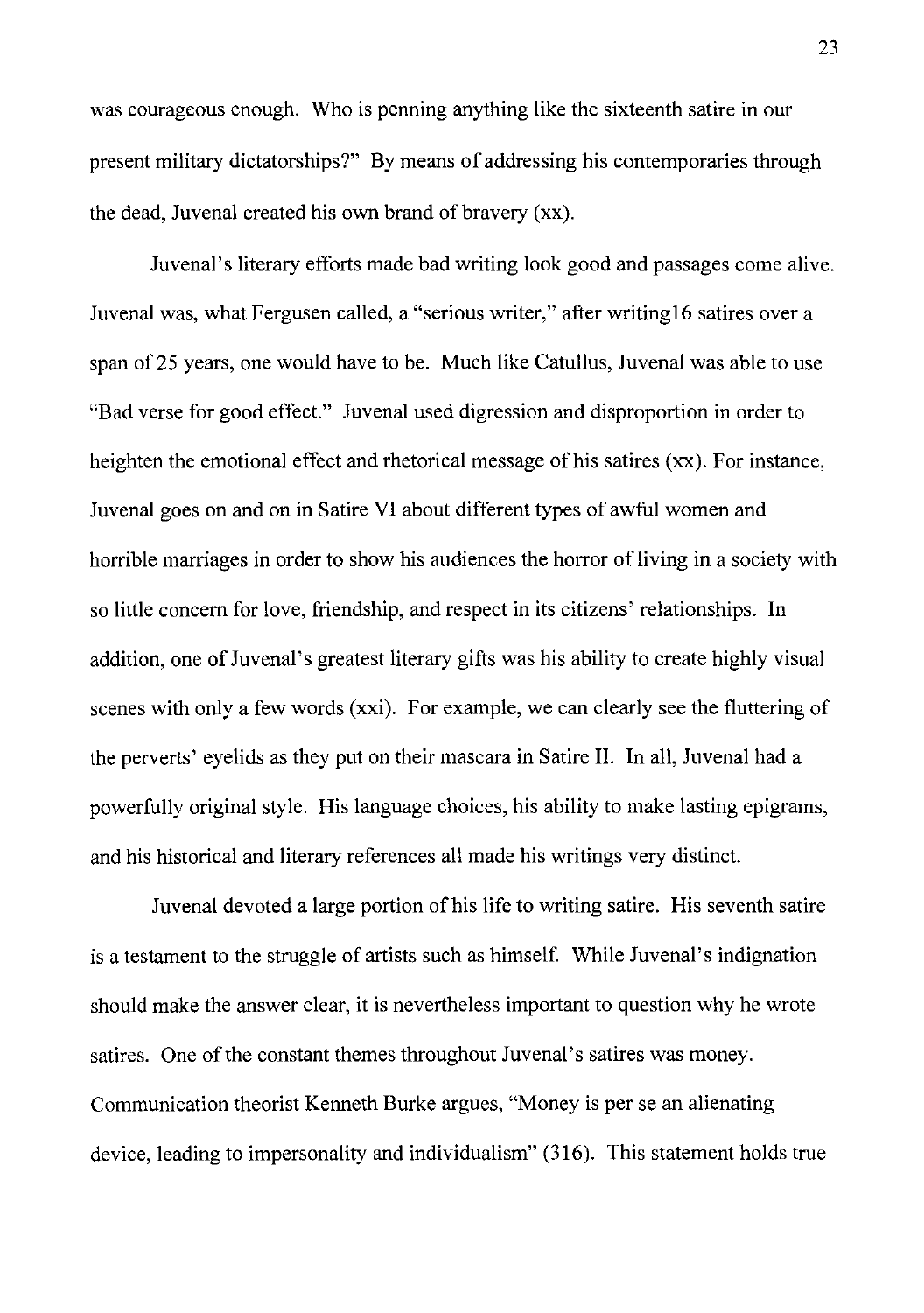was courageous enough. Who is penning anything like the sixteenth satire in our present military dictatorships?" By means of addressing his contemporaries through the dead, Juvenal created his own brand of bravery (xx).

Juvenal's literary efforts made bad writing look good and passages come alive. Juvenal was, what Fergusen called, a "serious writer," after writing16 satires over a span of 25 years, one would have to be. Much like Catullus, Juvenal was able to use "Bad verse for good effect." Juvenal used digression and disproportion in order to heighten the emotional effect and rhetorical message of his satires (xx). For instance, Juvenal goes on and on in Satire VI about different types of awful women and horrible marriages in order to show his audiences the horror of living in a society with so little concern for love, friendship, and respect in its citizens' relationships. In addition, one of Juvenal's greatest literary gifts was his ability to create highly visual scenes with only a few words (xxi). For example, we can clearly see the fluttering of the perverts' eyelids as they put on their mascara in Satire II. In all, Juvenal had a powerfully original style. His language choices, his ability to make lasting epigrams, and his historical and literary references all made his writings very distinct.

Juvenal devoted a large portion of his life to writing satire. His seventh satire is a testament to the struggle of artists such as himself. While Juvenal's indignation should make the answer clear, it is nevertheless important to question why he wrote satires. One of the constant themes throughout Juvenal's satires was money. Communication theorist Kenneth Burke argues, "Money is per se an alienating device, leading to impersonality and individualism" (316). This statement holds true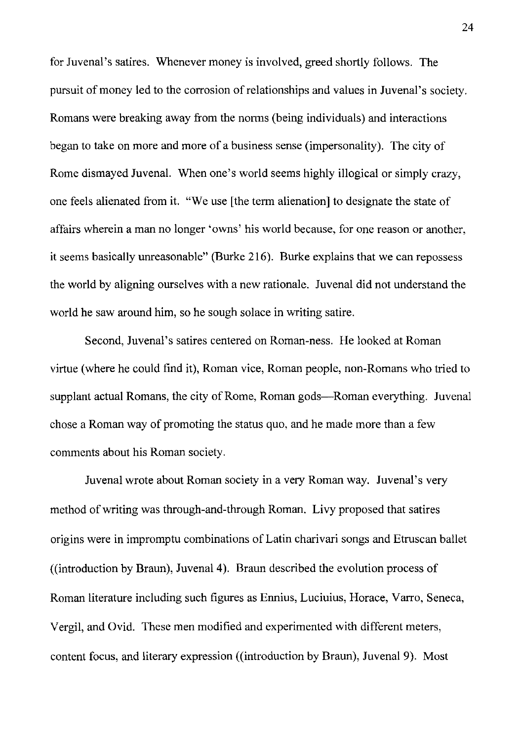for Juvenal's satires. Whenever money is involved, greed shortly follows. The pursuit of money led to the corrosion of relationships and values in Juvenal's society. Romans were breaking away from the norms (being individuals) and interactions began to take on more and more of a business sense (impersonality). The city of Rome dismayed Juvenal. When one's world seems highly illogical or simply crazy, one feels alienated from it. "We use [the term alienation] to designate the state of affairs wherein a man no longer 'owns' his world because, for one reason or another, it seems basically unreasonable" (Burke 216). Burke explains that we can repossess the world by aligning ourselves with a new rationale. Juvenal did not understand the world he saw around him, so he sough solace in writing satire.

Second, Juvenal's satires centered on Roman-ness. He looked at Roman virtue (where he could find it), Roman vice, Roman people, non-Romans who tried to supplant actual Romans, the city of Rome, Roman gods—Roman everything. Juvenal chose a Roman way of promoting the status quo, and he made more than a few comments about his Roman society.

Juvenal wrote about Roman society in a very Roman way. Juvenal's very method of writing was through-and-through Roman. Livy proposed that satires origins were in impromptu combinations of Latin charivari songs and Etruscan ballet ((introduction by Braun), Juvenal 4). Braun described the evolution process of Roman literature including such figures as Ennius, Luciuius, Horace, Varro, Seneca, Vergil, and Ovid. These men modified and experimented with different meters, content focus, and literary expression ((introduction by Braun), Juvenal 9). Most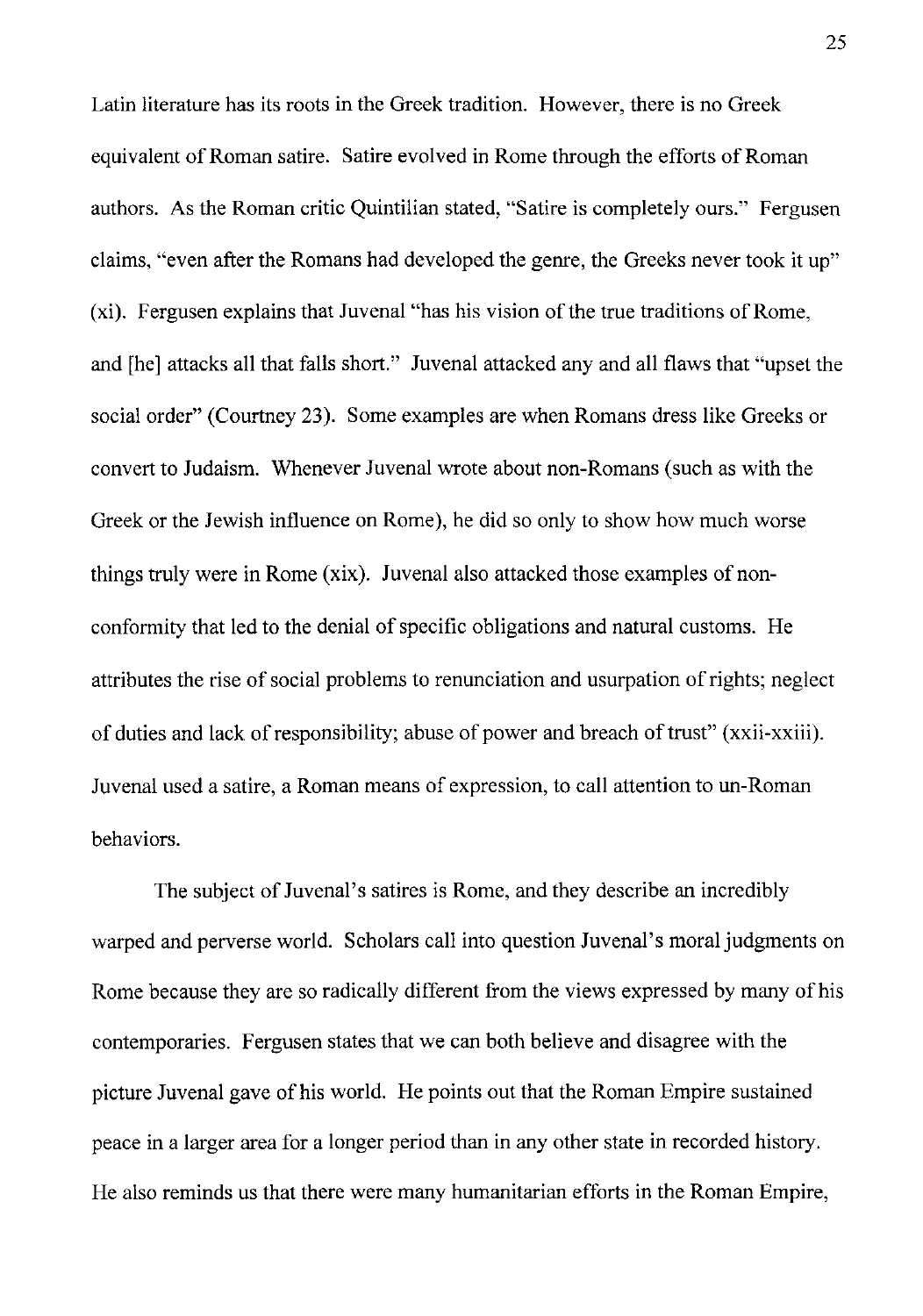Latin literature has its roots in the Greek tradition. However, there is no Greek equivalent of Roman satire. Satire evolved in Rome through the efforts of Roman authors. As the Roman critic Quintilian stated, "Satire is completely ours." Fergusen claims, "even after the Romans had developed the genre, the Greeks never took it up" (xi). Fergusen explains that Juvenal "has his vision of the true traditions of Rome, and [he] attacks all that falls short." Juvenal attacked any and all flaws that "upset the social order" (Courtney 23). Some examples are when Romans dress like Greeks or convert to Judaism. Whenever Juvenal wrote about non-Romans (such as with the Greek or the Jewish influence on Rome), he did so only to show how much worse things truly were in Rome (xix). Juvenal also attacked those examples of non-conformity that led to the denial of specific obligations and natural customs. He attributes the rise of social problems to renunciation and usurpation of rights; neglect of duties and lack of responsibility; abuse of power and breach of trust" (xxii-xxiii). Juvenal used a satire, a Roman means of expression, to call attention to un-Roman behaviors.

The subject of Juvenal's satires is Rome, and they describe an incredibly warped and perverse world. Scholars call into question Juvenal's moral judgments on Rome because they are so radically different from the views expressed by many of his contemporaries. Fergusen states that we can both believe and disagree with the picture Juvenal gave of his world. He points out that the Roman Empire sustained peace in a larger area for a longer period than in any other state in recorded history. He also reminds us that there were many humanitarian efforts in the Roman Empire,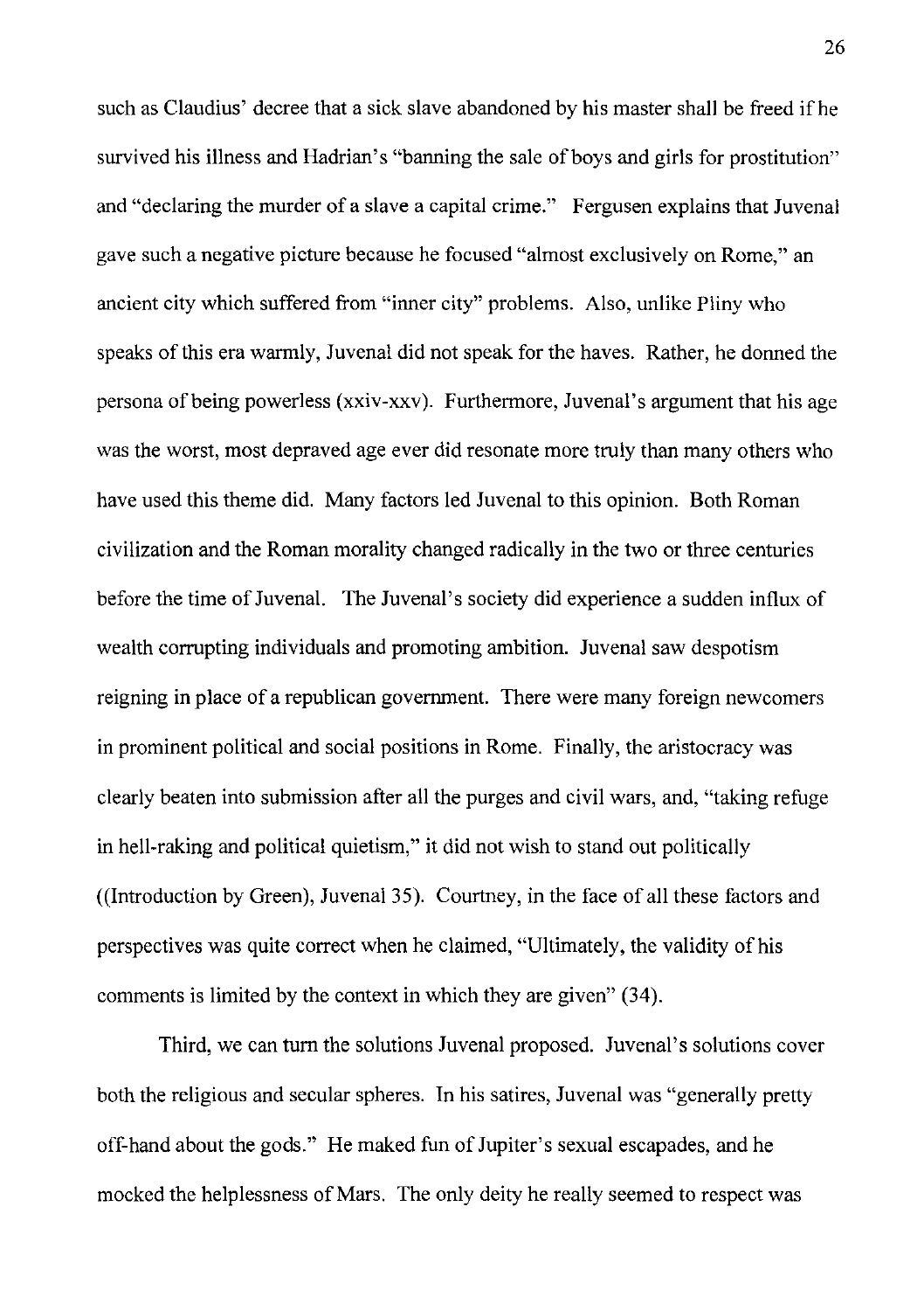such as Claudius' decree that a sick slave abandoned by his master shall be freed if he survived his illness and Hadrian's "banning the sale of boys and girls for prostitution" and "declaring the murder of a slave a capital crime." Fergusen explains that Juvenal gave such a negative picture because he focused "almost exclusively on Rome," an ancient city which suffered from "inner city" problems. Also, unlike Pliny who speaks of this era warmly, Juvenal did not speak for the haves. Rather, he donned the persona of being powerless (xxiv-xxv). Furthermore, Juvenal's argument that his age was the worst, most depraved age ever did resonate more truly than many others who have used this theme did. Many factors led Juvenal to this opinion. Both Roman civilization and the Roman morality changed radically in the two or three centuries before the time of Juvenal. The Juvenal's society did experience a sudden influx of wealth corrupting individuals and promoting ambition. Juvenal saw despotism reigning in place of a republican government. There were many foreign newcomers in prominent political and social positions in Rome. Finally, the aristocracy was clearly beaten into submission after all the purges and civil wars, and, "taking refuge in hell-raking and political quietism," it did not wish to stand out politically ((Introduction by Green), Juvenal 35). Courtney, in the face of all these factors and perspectives was quite correct when he claimed, "Ultimately, the validity of his comments is limited by the context in which they are given" (34).

Third, we can turn the solutions Juvenal proposed. Juvenal's solutions cover both the religious and secular spheres. In his satires, Juvenal was "generally pretty off-hand about the gods." He maked fun of Jupiter's sexual escapades, and he mocked the helplessness of Mars. The only deity he really seemed to respect was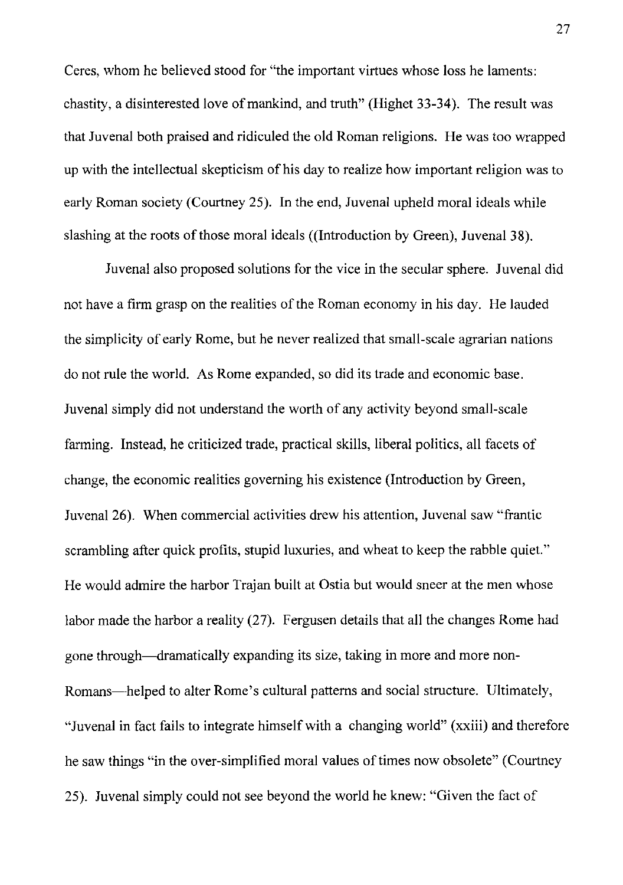Ceres, whom he believed stood for "the important virtues whose loss he laments: chastity, a disinterested love of mankind, and truth" (Highet 33-34). The result was that Juvenal both praised and ridiculed the old Roman religions. He was too wrapped up with the intellectual skepticism of his day to realize how important religion was to early Roman society (Courtney 25). In the end, Juvenal upheld moral ideals while slashing at the roots of those moral ideals ((Introduction by Green), Juvenal 38).

Juvenal also proposed solutions for the vice in the secular sphere. Juvenal did not have a firm grasp on the realities of the Roman economy in his day. He lauded the simplicity of early Rome, but he never realized that small-scale agrarian nations do not rule the world. As Rome expanded, so did its trade and economic base. Juvenal simply did not understand the worth of any activity beyond small-scale farming. Instead, he criticized trade, practical skills, liberal politics, all facets of change, the economic realities governing his existence (Introduction by Green, Juvenal 26). When commercial activities drew his attention, Juvenal saw "frantic scrambling after quick profits, stupid luxuries, and wheat to keep the rabble quiet." He would admire the harbor Trajan built at Ostia but would sneer at the men whose labor made the harbor a reality (27). Fergusen details that all the changes Rome had gone through—dramatically expanding its size, taking in more and more non-Romans—helped to alter Rome's cultural patterns and social structure. Ultimately, "Juvenal in fact fails to integrate himself with a changing world" (xxiii) and therefore he saw things "in the over-simplified moral values of times now obsolete" (Courtney 25). Juvenal simply could not see beyond the world he knew: "Given the fact of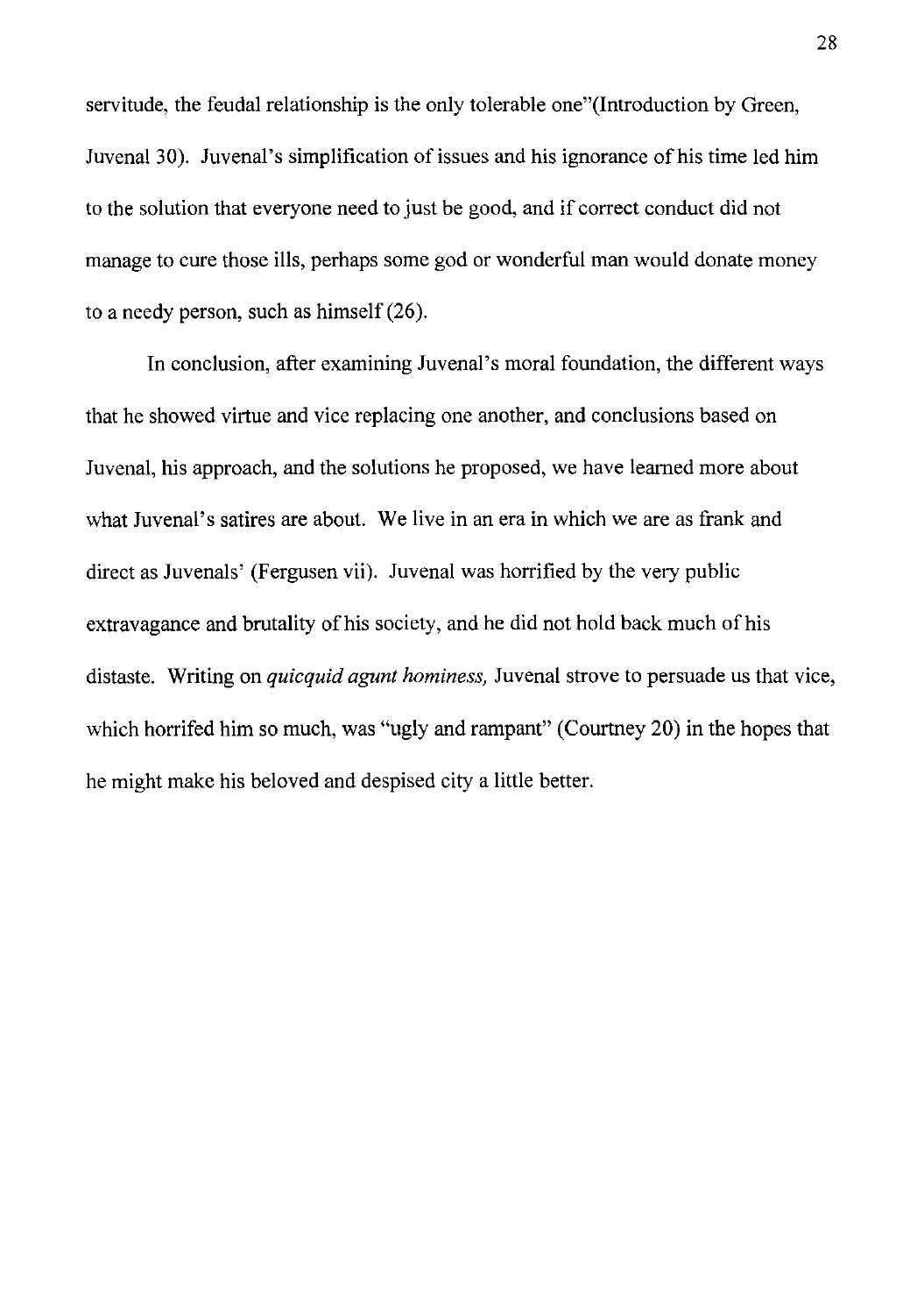servitude, the feudal relationship is the only tolerable one"(Introduction by Green, Juvenal 30). Juvenal's simplification of issues and his ignorance of his time led him to the solution that everyone need to just be good, and if correct conduct did not manage to cure those ills, perhaps some god or wonderful man would donate money to a needy person, such as himself (26).

In conclusion, after examining Juvenal's moral foundation, the different ways that he showed virtue and vice replacing one another, and conclusions based on Juvenal, his approach, and the solutions he proposed, we have learned more about what Juvenal's satires are about. We live in an era in which we are as frank and direct as Juvenals' (Fergusen vii). Juvenal was horrified by the very public extravagance and brutality of his society, and he did not hold back much of his distaste. Writing on *quicquid agunt hominess,* Juvenal strove to persuade us that vice, which horrifed him so much, was "ugly and rampant" (Courtney 20) in the hopes that he might make his beloved and despised city a little better.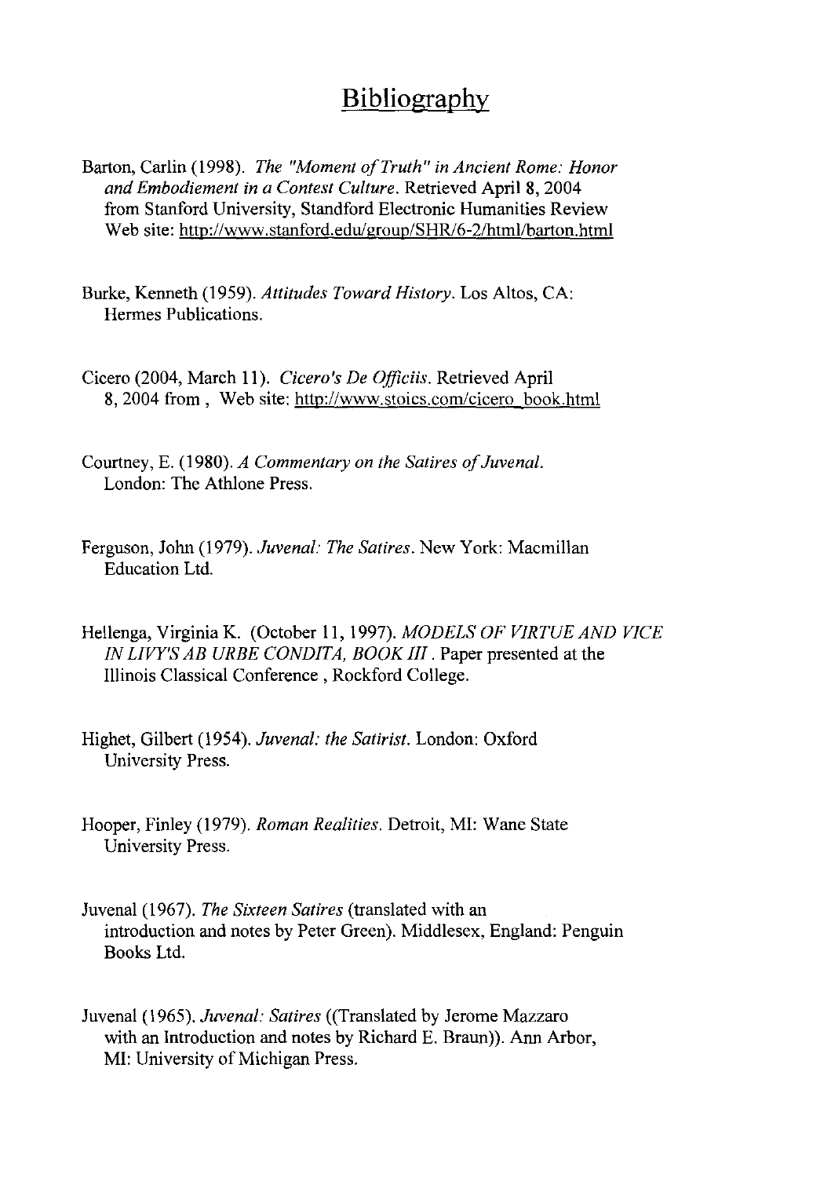# Bibliography

Barton, Carlin (1998). *The "Moment of Truth" in Ancient Rome: Honor and Embodiement in a Contest Culture*. Retrieved April 8, 2004 from Stanford University, Standford Electronic Humanities Review Web site: http://www.stanford.edu/group/SHR/6-2/html/barton.html

Burke, Kenneth (1959). *Attitudes Toward History*. Los Altos, CA: Hermes Publications.

Cicero (2004, March 11). *Cicero's De Officiis*. Retrieved April 8, 2004 from , Web site: http://www.stoics.com/cicero_book.html

Courtney, E. (1980). *A Commentary on the Satires of Juvenal*. London: The Athlone Press.

Ferguson, John (1979). *Juvenal: The Satires*. New York: Macmillan Education Ltd.

Hellenga, Virginia K. (October 11, 1997). *MODELS OF VIRTUE AND VICE IN LIVY'S AB URBE CONDITA, BOOK III*. Paper presented at the Illinois Classical Conference , Rockford College.

Highet, Gilbert (1954). *Juvenal: the Satirist*. London: Oxford University Press.

Hooper, Finley (1979). *Roman Realities*. Detroit, MI: Wane State University Press.

Juvenal (1967). *The Sixteen Satires* (translated with an introduction and notes by Peter Green). Middlesex, England: Penguin Books Ltd.

Juvenal (1965). *Juvenal: Satires* ((Translated by Jerome Mazzaro with an Introduction and notes by Richard E. Braun)). Ann Arbor, MI: University of Michigan Press.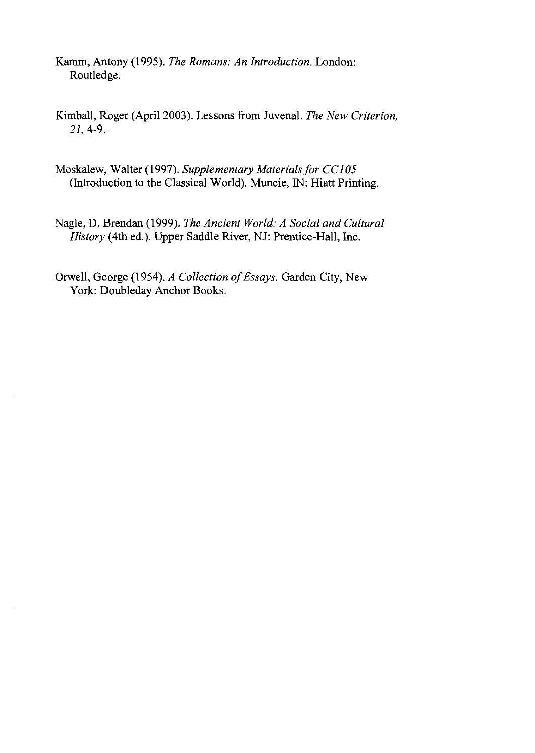Kamm, Antony (1995). *The Romans: An Introduction.* London: Routledge.

Kimball, Roger (April 2003). Lessons from Juvenal. *The New Criterion, 21,* 4-9.

Moskalew, Walter (1997). *Supplementary Materials for CC105* (Introduction to the Classical World). Muncie, IN: Hiatt Printing.

Nagle, D. Brendan (1999). *The Ancient World: A Social and Cultural History* (4th ed.). Upper Saddle River, NJ: Prentice-Hall, Inc.

Orwell, George (1954). *A Collection of Essays.* Garden City, New York: Doubleday Anchor Books.